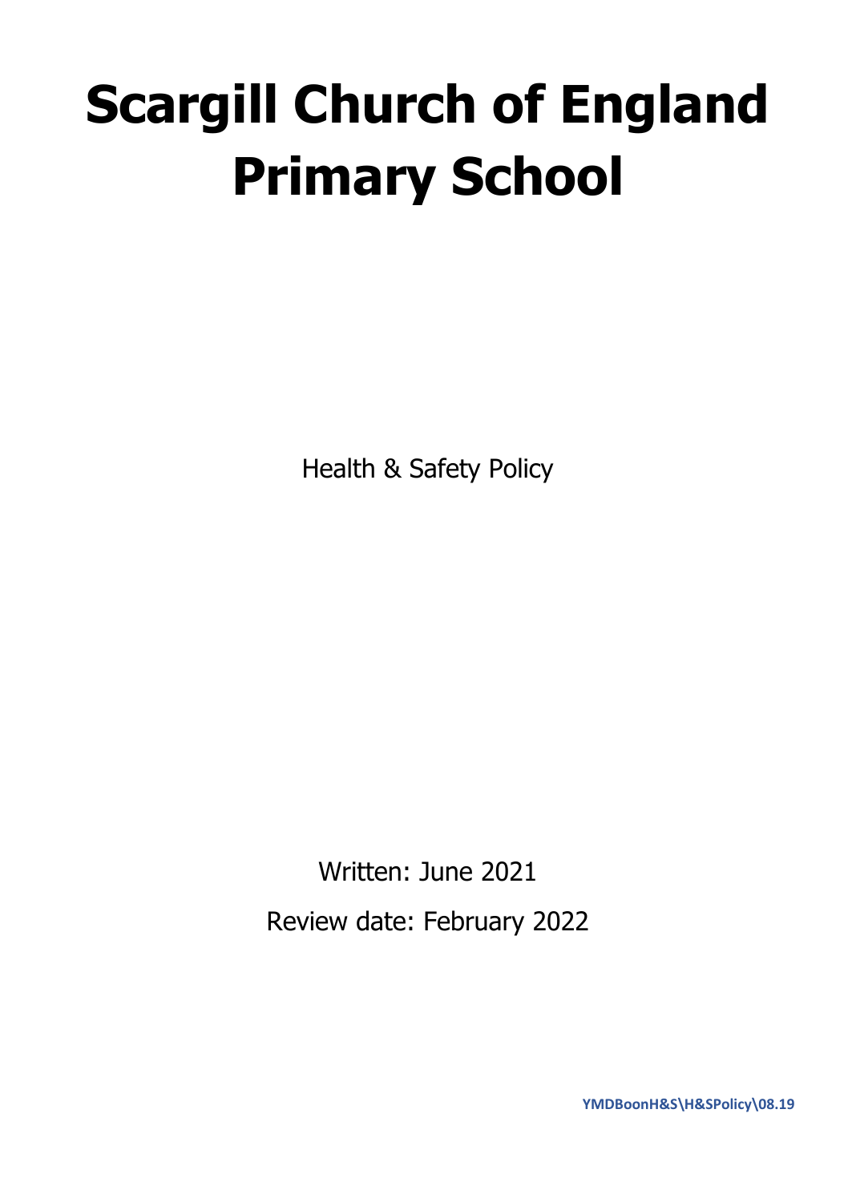# Scargill Church of England Primary School

Health & Safety Policy

Written: June 2021

Review date: February 2022

YMDBoonH&S\H&SPolicy\08.19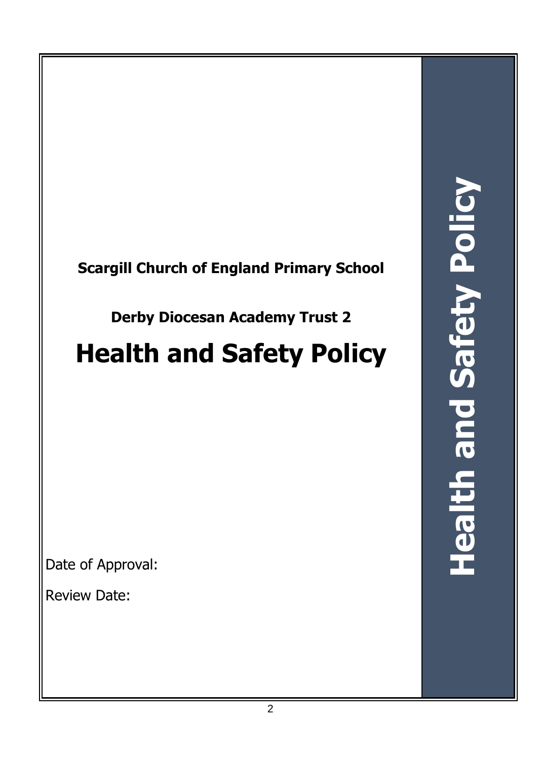**Scargill Church of England Primary School**

**Derby Diocesan Academy Trust 2**

# Health and Safety Policy

Date of Approval:

Review Date:

**Health and Safety Policy**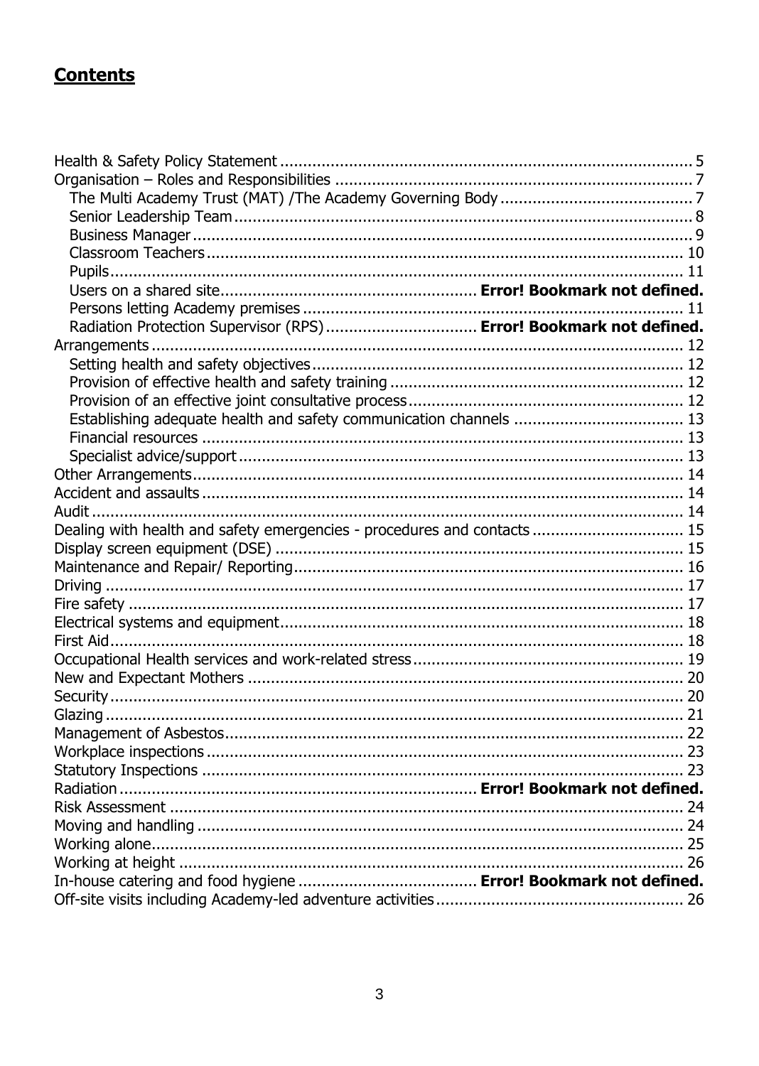## **Contents**

- Health & Safety Policy Statement ..... 5
- Organisation – Roles and Responsibilities ..... 7
  - The Multi Academy Trust (MAT) /The Academy Governing Body ..... 7
  - Senior Leadership Team ..... 8
  - Business Manager ..... 9
  - Classroom Teachers ..... 10
  - Pupils ..... 11
  - Users on a shared site ..... **Error! Bookmark not defined.**
  - Persons letting Academy premises ..... 11
  - Radiation Protection Supervisor (RPS) ..... **Error! Bookmark not defined.**
- Arrangements ..... 12
  - Setting health and safety objectives ..... 12
  - Provision of effective health and safety training ..... 12
  - Provision of an effective joint consultative process ..... 12
  - Establishing adequate health and safety communication channels ..... 13
  - Financial resources ..... 13
  - Specialist advice/support ..... 13
- Other Arrangements ..... 14
- Accident and assaults ..... 14
- Audit ..... 14
- Dealing with health and safety emergencies - procedures and contacts ..... 15
- Display screen equipment (DSE) ..... 15
- Maintenance and Repair/ Reporting ..... 16
- Driving ..... 17
- Fire safety ..... 17
- Electrical systems and equipment ..... 18
- First Aid ..... 18
- Occupational Health services and work-related stress ..... 19
- New and Expectant Mothers ..... 20
- Security ..... 20
- Glazing ..... 21
- Management of Asbestos ..... 22
- Workplace inspections ..... 23
- Statutory Inspections ..... 23
- Radiation ..... **Error! Bookmark not defined.**
- Risk Assessment ..... 24
- Moving and handling ..... 24
- Working alone ..... 25
- Working at height ..... 26
- In-house catering and food hygiene ..... **Error! Bookmark not defined.**
- Off-site visits including Academy-led adventure activities ..... 26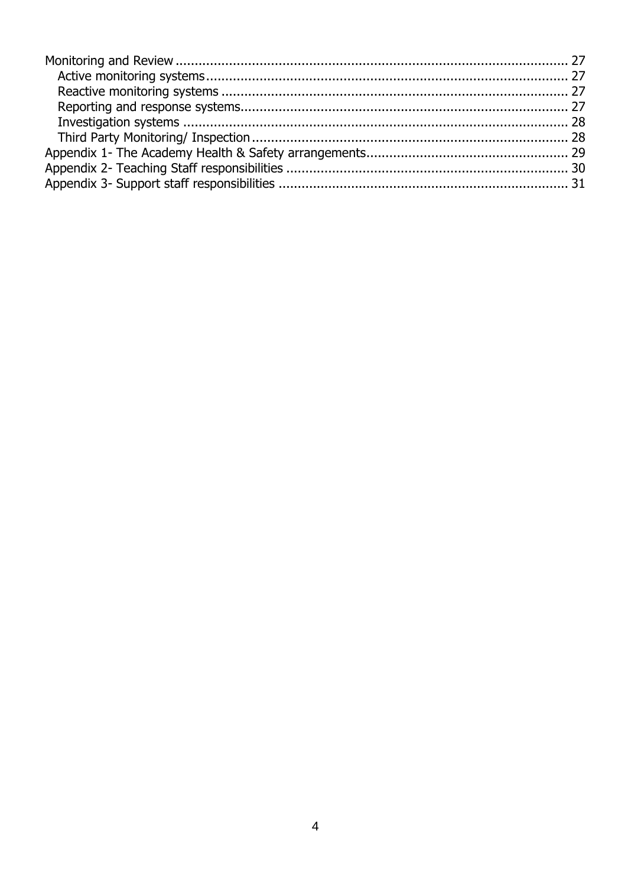Monitoring and Review ........................................................................................ 27
- Active monitoring systems ................................................................................ 27
- Reactive monitoring systems ............................................................................ 27
- Reporting and response systems ....................................................................... 27
- Investigation systems ...................................................................................... 28
- Third Party Monitoring/ Inspection .................................................................... 28

Appendix 1- The Academy Health & Safety arrangements ...................................................... 29
Appendix 2- Teaching Staff responsibilities .......................................................................... 30
Appendix 3- Support staff responsibilities ............................................................................ 31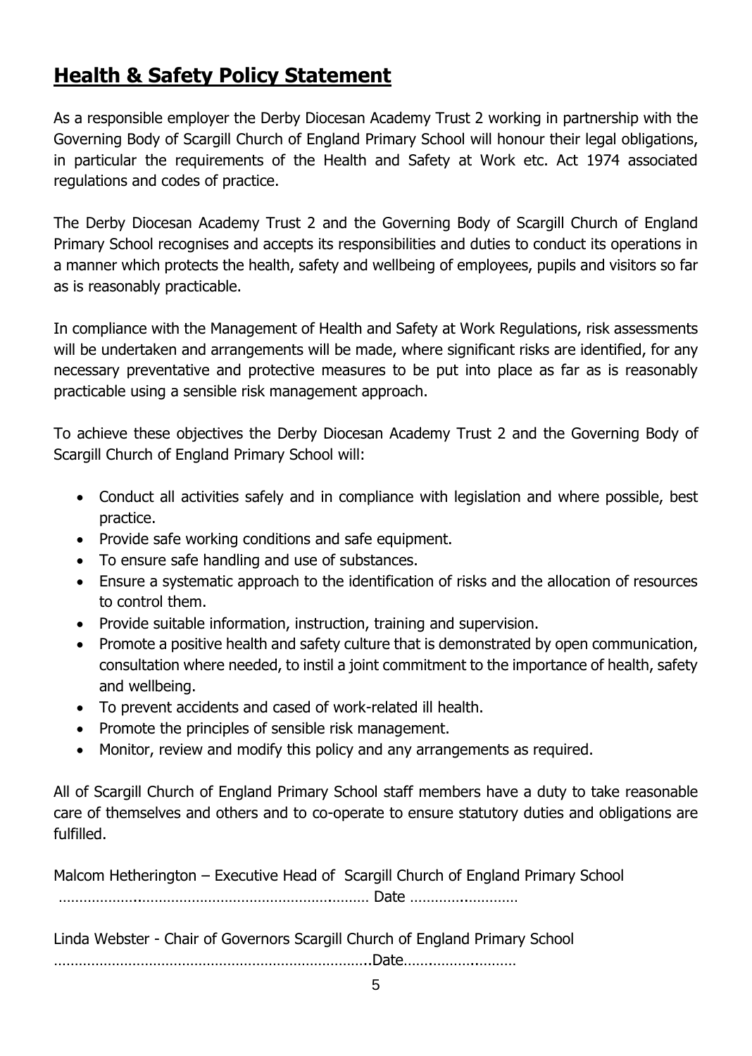## **Health & Safety Policy Statement**

As a responsible employer the Derby Diocesan Academy Trust 2 working in partnership with the Governing Body of Scargill Church of England Primary School will honour their legal obligations, in particular the requirements of the Health and Safety at Work etc. Act 1974 associated regulations and codes of practice.

The Derby Diocesan Academy Trust 2 and the Governing Body of Scargill Church of England Primary School recognises and accepts its responsibilities and duties to conduct its operations in a manner which protects the health, safety and wellbeing of employees, pupils and visitors so far as is reasonably practicable.

In compliance with the Management of Health and Safety at Work Regulations, risk assessments will be undertaken and arrangements will be made, where significant risks are identified, for any necessary preventative and protective measures to be put into place as far as is reasonably practicable using a sensible risk management approach.

To achieve these objectives the Derby Diocesan Academy Trust 2 and the Governing Body of Scargill Church of England Primary School will:

- Conduct all activities safely and in compliance with legislation and where possible, best practice.
- Provide safe working conditions and safe equipment.
- To ensure safe handling and use of substances.
- Ensure a systematic approach to the identification of risks and the allocation of resources to control them.
- Provide suitable information, instruction, training and supervision.
- Promote a positive health and safety culture that is demonstrated by open communication, consultation where needed, to instil a joint commitment to the importance of health, safety and wellbeing.
- To prevent accidents and cased of work-related ill health.
- Promote the principles of sensible risk management.
- Monitor, review and modify this policy and any arrangements as required.

All of Scargill Church of England Primary School staff members have a duty to take reasonable care of themselves and others and to co-operate to ensure statutory duties and obligations are fulfilled.

Malcom Hetherington – Executive Head of Scargill Church of England Primary School

……………………………………………………………………… Date ………………………

Linda Webster - Chair of Governors Scargill Church of England Primary School

…………………………………………………………………..Date………………………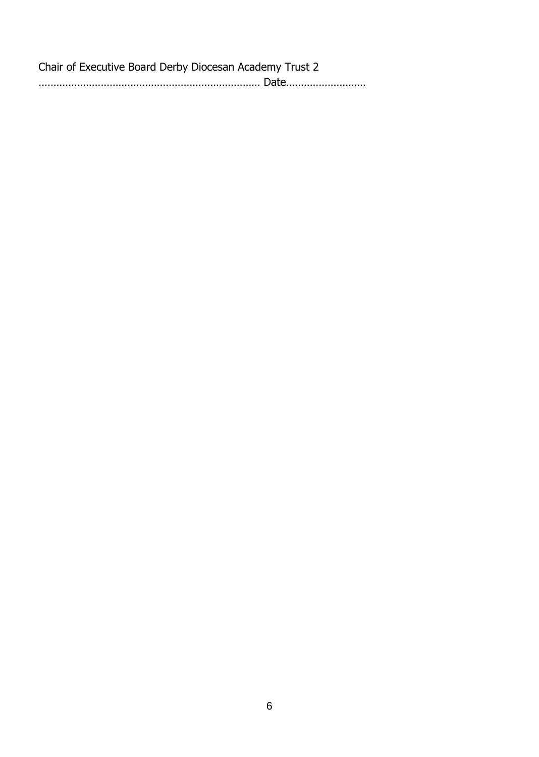Chair of Executive Board Derby Diocesan Academy Trust 2

……………………………………………………………………… Date………………………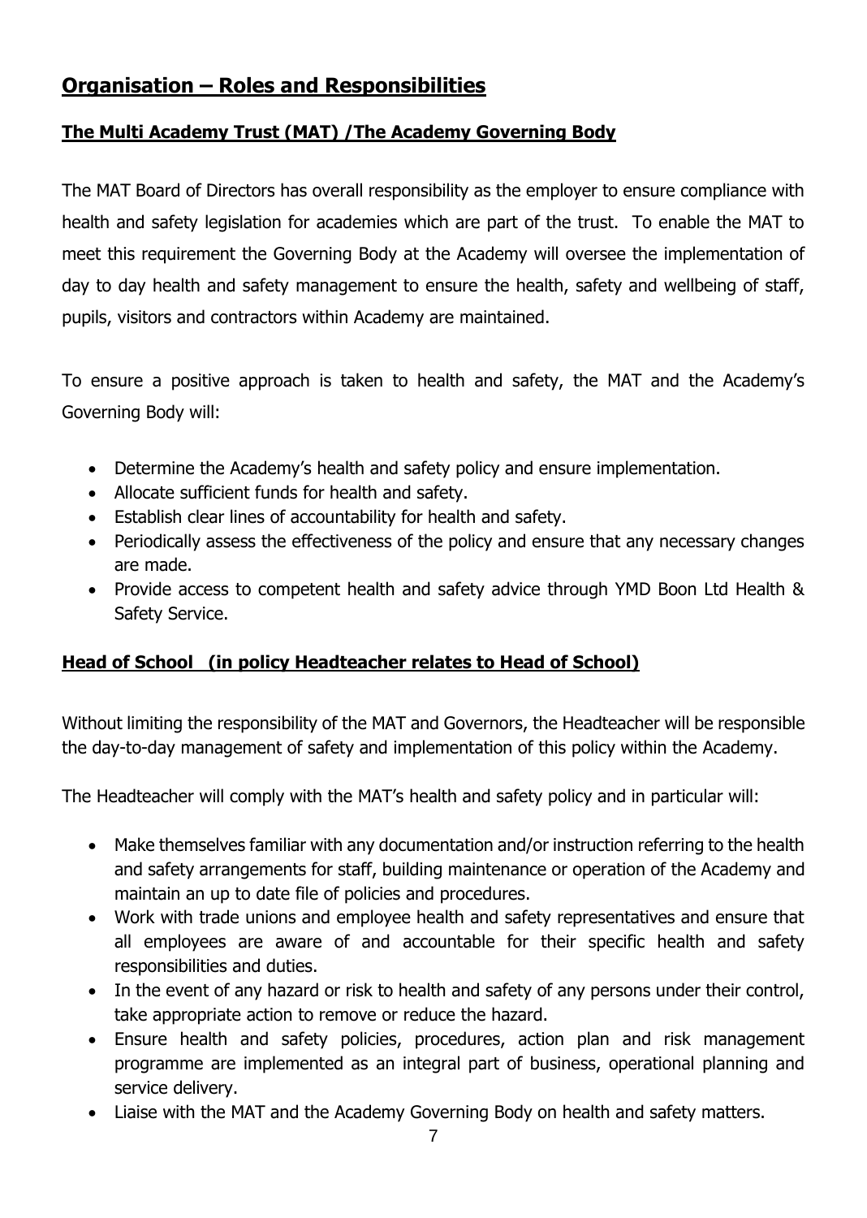# Organisation – Roles and Responsibilities

## The Multi Academy Trust (MAT) /The Academy Governing Body

The MAT Board of Directors has overall responsibility as the employer to ensure compliance with health and safety legislation for academies which are part of the trust. To enable the MAT to meet this requirement the Governing Body at the Academy will oversee the implementation of day to day health and safety management to ensure the health, safety and wellbeing of staff, pupils, visitors and contractors within Academy are maintained.

To ensure a positive approach is taken to health and safety, the MAT and the Academy's Governing Body will:

- Determine the Academy's health and safety policy and ensure implementation.
- Allocate sufficient funds for health and safety.
- Establish clear lines of accountability for health and safety.
- Periodically assess the effectiveness of the policy and ensure that any necessary changes are made.
- Provide access to competent health and safety advice through YMD Boon Ltd Health & Safety Service.

## Head of School (in policy Headteacher relates to Head of School)

Without limiting the responsibility of the MAT and Governors, the Headteacher will be responsible the day-to-day management of safety and implementation of this policy within the Academy.

The Headteacher will comply with the MAT's health and safety policy and in particular will:

- Make themselves familiar with any documentation and/or instruction referring to the health and safety arrangements for staff, building maintenance or operation of the Academy and maintain an up to date file of policies and procedures.
- Work with trade unions and employee health and safety representatives and ensure that all employees are aware of and accountable for their specific health and safety responsibilities and duties.
- In the event of any hazard or risk to health and safety of any persons under their control, take appropriate action to remove or reduce the hazard.
- Ensure health and safety policies, procedures, action plan and risk management programme are implemented as an integral part of business, operational planning and service delivery.
- Liaise with the MAT and the Academy Governing Body on health and safety matters.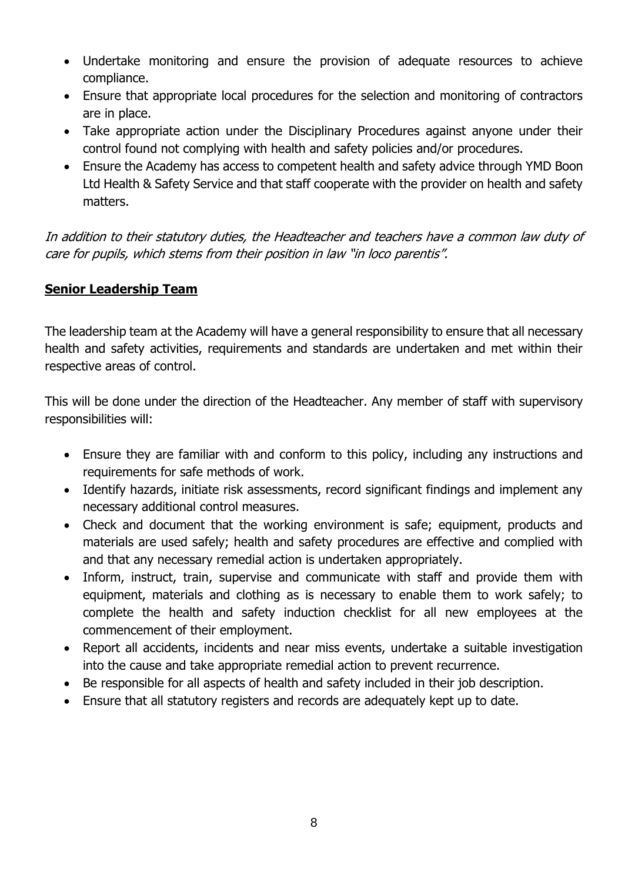- Undertake monitoring and ensure the provision of adequate resources to achieve compliance.
- Ensure that appropriate local procedures for the selection and monitoring of contractors are in place.
- Take appropriate action under the Disciplinary Procedures against anyone under their control found not complying with health and safety policies and/or procedures.
- Ensure the Academy has access to competent health and safety advice through YMD Boon Ltd Health & Safety Service and that staff cooperate with the provider on health and safety matters.

*In addition to their statutory duties, the Headteacher and teachers have a common law duty of care for pupils, which stems from their position in law "in loco parentis".*

## **Senior Leadership Team**

The leadership team at the Academy will have a general responsibility to ensure that all necessary health and safety activities, requirements and standards are undertaken and met within their respective areas of control.

This will be done under the direction of the Headteacher. Any member of staff with supervisory responsibilities will:

- Ensure they are familiar with and conform to this policy, including any instructions and requirements for safe methods of work.
- Identify hazards, initiate risk assessments, record significant findings and implement any necessary additional control measures.
- Check and document that the working environment is safe; equipment, products and materials are used safely; health and safety procedures are effective and complied with and that any necessary remedial action is undertaken appropriately.
- Inform, instruct, train, supervise and communicate with staff and provide them with equipment, materials and clothing as is necessary to enable them to work safely; to complete the health and safety induction checklist for all new employees at the commencement of their employment.
- Report all accidents, incidents and near miss events, undertake a suitable investigation into the cause and take appropriate remedial action to prevent recurrence.
- Be responsible for all aspects of health and safety included in their job description.
- Ensure that all statutory registers and records are adequately kept up to date.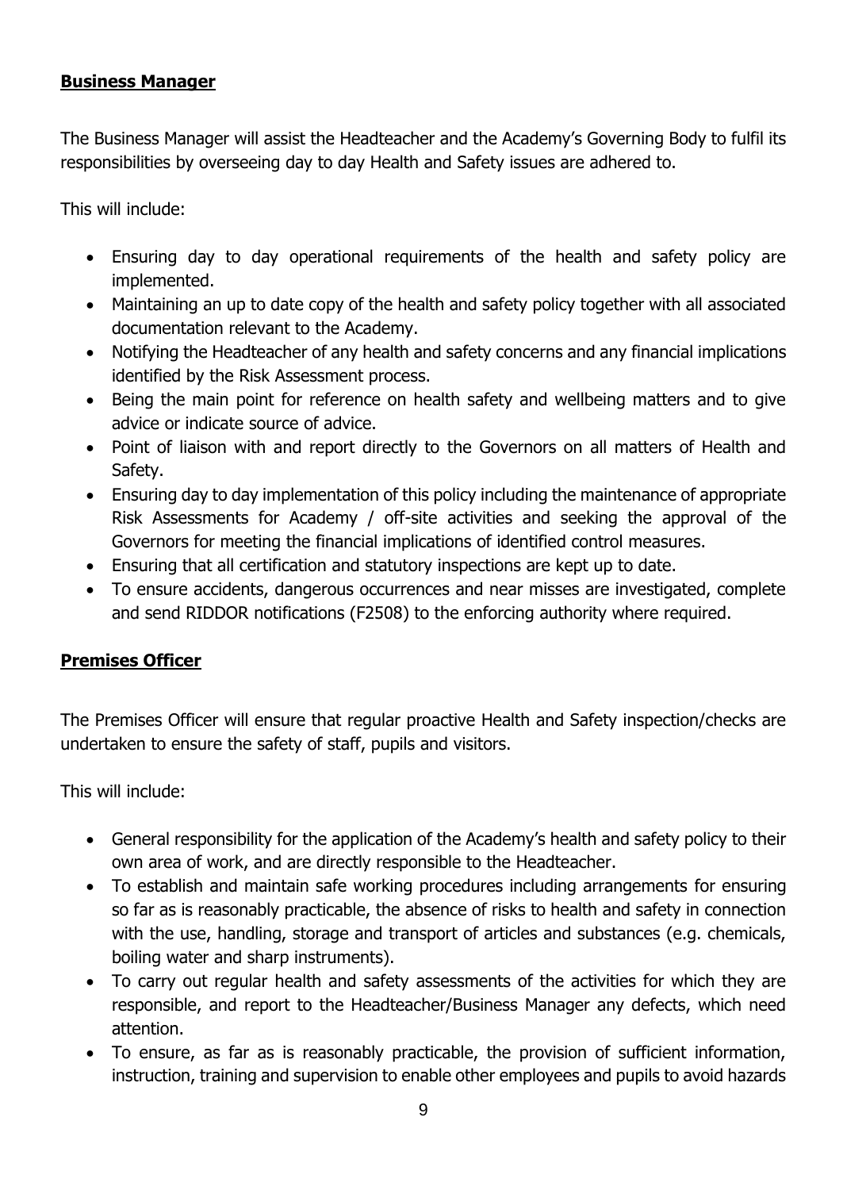## **Business Manager**

The Business Manager will assist the Headteacher and the Academy's Governing Body to fulfil its responsibilities by overseeing day to day Health and Safety issues are adhered to.

This will include:

- Ensuring day to day operational requirements of the health and safety policy are implemented.
- Maintaining an up to date copy of the health and safety policy together with all associated documentation relevant to the Academy.
- Notifying the Headteacher of any health and safety concerns and any financial implications identified by the Risk Assessment process.
- Being the main point for reference on health safety and wellbeing matters and to give advice or indicate source of advice.
- Point of liaison with and report directly to the Governors on all matters of Health and Safety.
- Ensuring day to day implementation of this policy including the maintenance of appropriate Risk Assessments for Academy / off-site activities and seeking the approval of the Governors for meeting the financial implications of identified control measures.
- Ensuring that all certification and statutory inspections are kept up to date.
- To ensure accidents, dangerous occurrences and near misses are investigated, complete and send RIDDOR notifications (F2508) to the enforcing authority where required.

## **Premises Officer**

The Premises Officer will ensure that regular proactive Health and Safety inspection/checks are undertaken to ensure the safety of staff, pupils and visitors.

This will include:

- General responsibility for the application of the Academy's health and safety policy to their own area of work, and are directly responsible to the Headteacher.
- To establish and maintain safe working procedures including arrangements for ensuring so far as is reasonably practicable, the absence of risks to health and safety in connection with the use, handling, storage and transport of articles and substances (e.g. chemicals, boiling water and sharp instruments).
- To carry out regular health and safety assessments of the activities for which they are responsible, and report to the Headteacher/Business Manager any defects, which need attention.
- To ensure, as far as is reasonably practicable, the provision of sufficient information, instruction, training and supervision to enable other employees and pupils to avoid hazards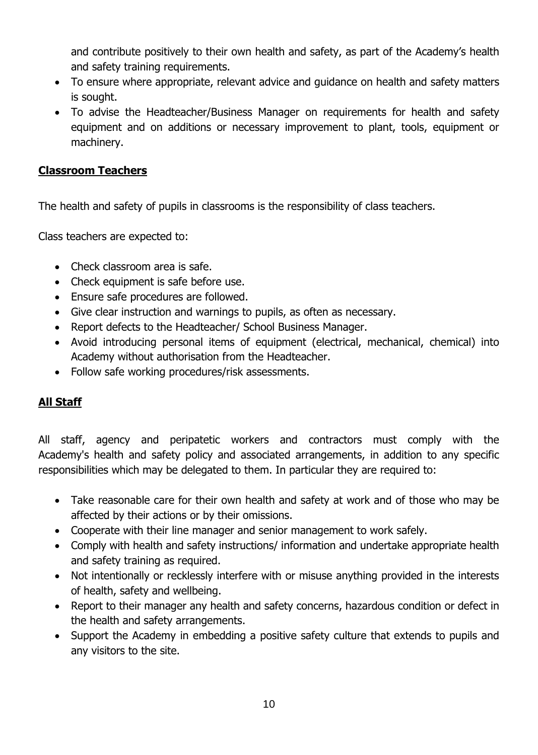and contribute positively to their own health and safety, as part of the Academy's health and safety training requirements.

- To ensure where appropriate, relevant advice and guidance on health and safety matters is sought.
- To advise the Headteacher/Business Manager on requirements for health and safety equipment and on additions or necessary improvement to plant, tools, equipment or machinery.

**Classroom Teachers**

The health and safety of pupils in classrooms is the responsibility of class teachers.

Class teachers are expected to:

- Check classroom area is safe.
- Check equipment is safe before use.
- Ensure safe procedures are followed.
- Give clear instruction and warnings to pupils, as often as necessary.
- Report defects to the Headteacher/ School Business Manager.
- Avoid introducing personal items of equipment (electrical, mechanical, chemical) into Academy without authorisation from the Headteacher.
- Follow safe working procedures/risk assessments.

**All Staff**

All staff, agency and peripatetic workers and contractors must comply with the Academy's health and safety policy and associated arrangements, in addition to any specific responsibilities which may be delegated to them. In particular they are required to:

- Take reasonable care for their own health and safety at work and of those who may be affected by their actions or by their omissions.
- Cooperate with their line manager and senior management to work safely.
- Comply with health and safety instructions/ information and undertake appropriate health and safety training as required.
- Not intentionally or recklessly interfere with or misuse anything provided in the interests of health, safety and wellbeing.
- Report to their manager any health and safety concerns, hazardous condition or defect in the health and safety arrangements.
- Support the Academy in embedding a positive safety culture that extends to pupils and any visitors to the site.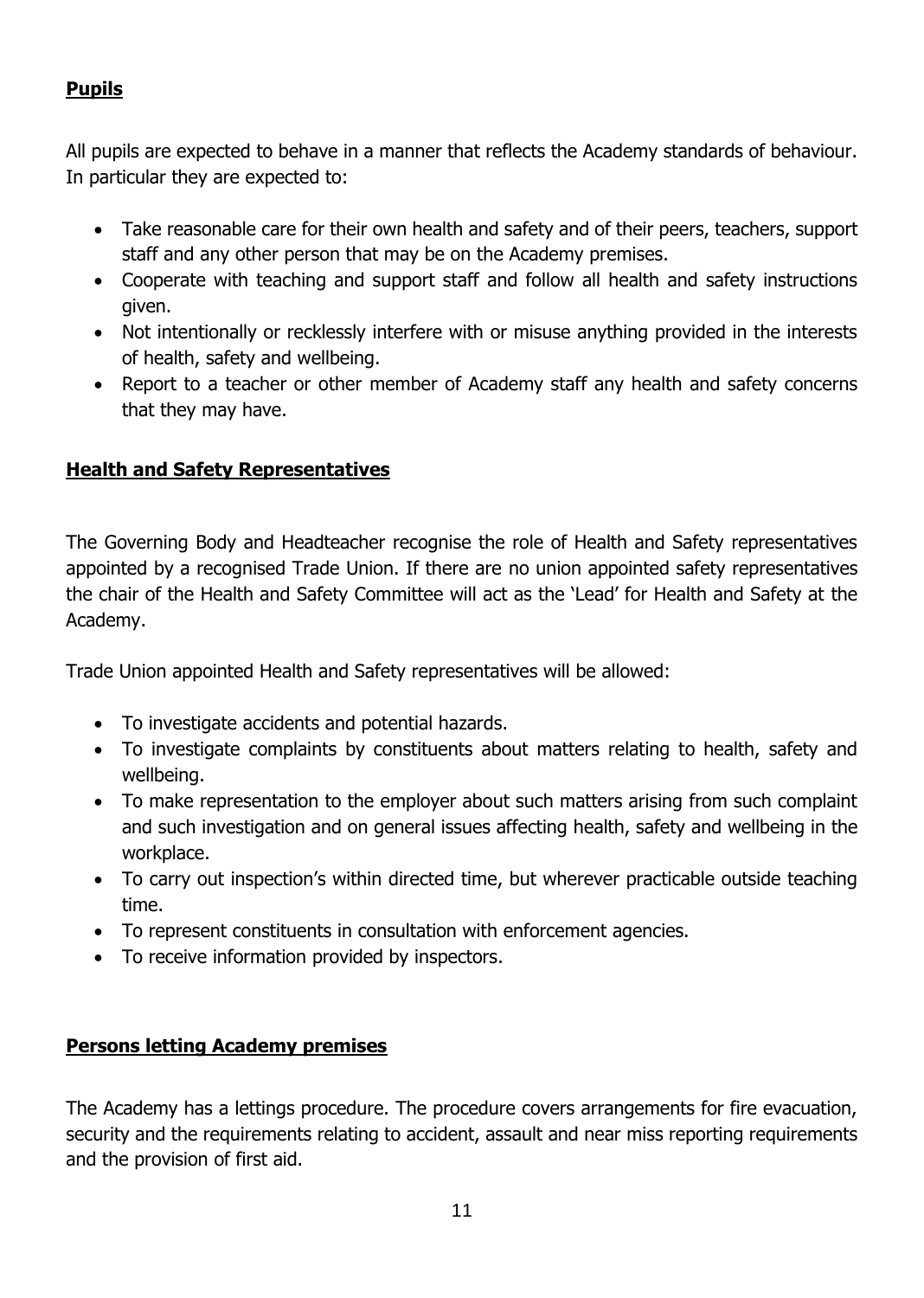## **Pupils**

All pupils are expected to behave in a manner that reflects the Academy standards of behaviour. In particular they are expected to:

- Take reasonable care for their own health and safety and of their peers, teachers, support staff and any other person that may be on the Academy premises.
- Cooperate with teaching and support staff and follow all health and safety instructions given.
- Not intentionally or recklessly interfere with or misuse anything provided in the interests of health, safety and wellbeing.
- Report to a teacher or other member of Academy staff any health and safety concerns that they may have.

## **Health and Safety Representatives**

The Governing Body and Headteacher recognise the role of Health and Safety representatives appointed by a recognised Trade Union. If there are no union appointed safety representatives the chair of the Health and Safety Committee will act as the 'Lead' for Health and Safety at the Academy.

Trade Union appointed Health and Safety representatives will be allowed:

- To investigate accidents and potential hazards.
- To investigate complaints by constituents about matters relating to health, safety and wellbeing.
- To make representation to the employer about such matters arising from such complaint and such investigation and on general issues affecting health, safety and wellbeing in the workplace.
- To carry out inspection's within directed time, but wherever practicable outside teaching time.
- To represent constituents in consultation with enforcement agencies.
- To receive information provided by inspectors.

## **Persons letting Academy premises**

The Academy has a lettings procedure. The procedure covers arrangements for fire evacuation, security and the requirements relating to accident, assault and near miss reporting requirements and the provision of first aid.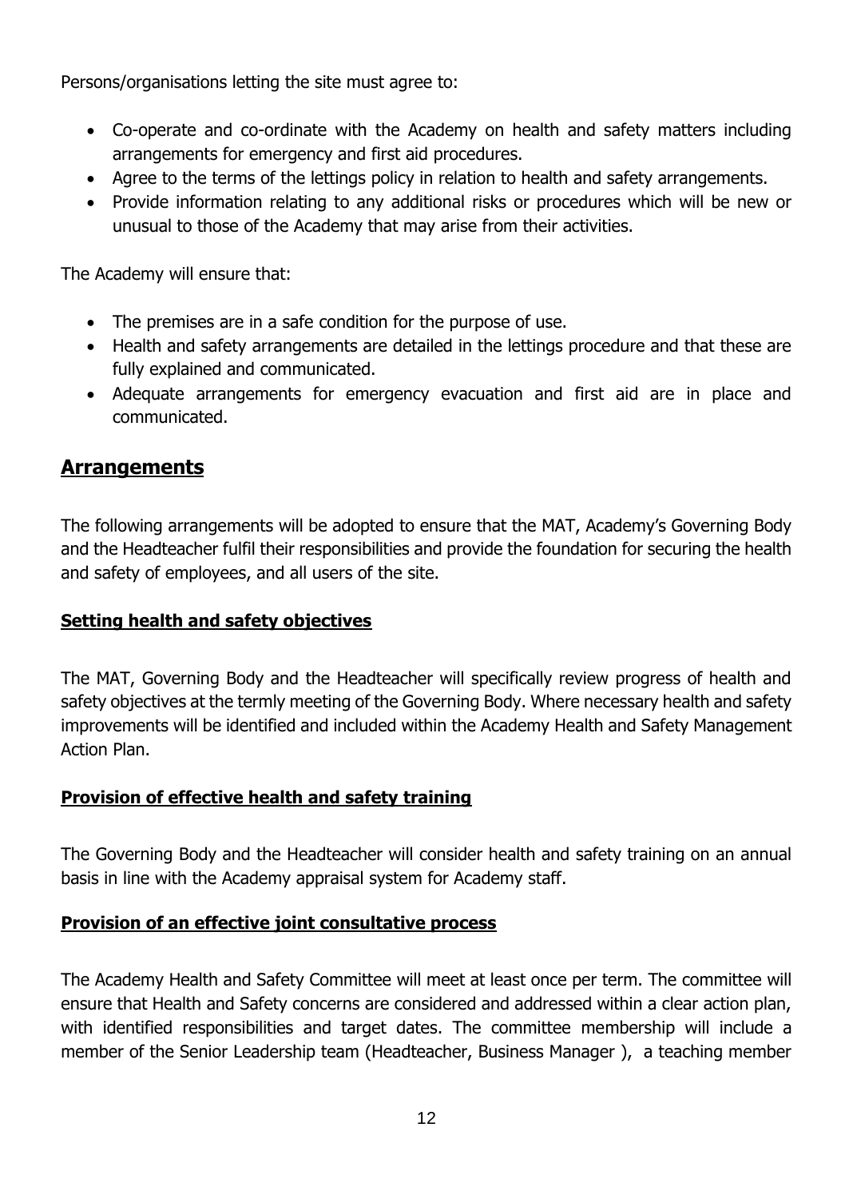Persons/organisations letting the site must agree to:

- Co-operate and co-ordinate with the Academy on health and safety matters including arrangements for emergency and first aid procedures.
- Agree to the terms of the lettings policy in relation to health and safety arrangements.
- Provide information relating to any additional risks or procedures which will be new or unusual to those of the Academy that may arise from their activities.

The Academy will ensure that:

- The premises are in a safe condition for the purpose of use.
- Health and safety arrangements are detailed in the lettings procedure and that these are fully explained and communicated.
- Adequate arrangements for emergency evacuation and first aid are in place and communicated.

## Arrangements

The following arrangements will be adopted to ensure that the MAT, Academy's Governing Body and the Headteacher fulfil their responsibilities and provide the foundation for securing the health and safety of employees, and all users of the site.

### Setting health and safety objectives

The MAT, Governing Body and the Headteacher will specifically review progress of health and safety objectives at the termly meeting of the Governing Body. Where necessary health and safety improvements will be identified and included within the Academy Health and Safety Management Action Plan.

### Provision of effective health and safety training

The Governing Body and the Headteacher will consider health and safety training on an annual basis in line with the Academy appraisal system for Academy staff.

### Provision of an effective joint consultative process

The Academy Health and Safety Committee will meet at least once per term. The committee will ensure that Health and Safety concerns are considered and addressed within a clear action plan, with identified responsibilities and target dates. The committee membership will include a member of the Senior Leadership team (Headteacher, Business Manager ), a teaching member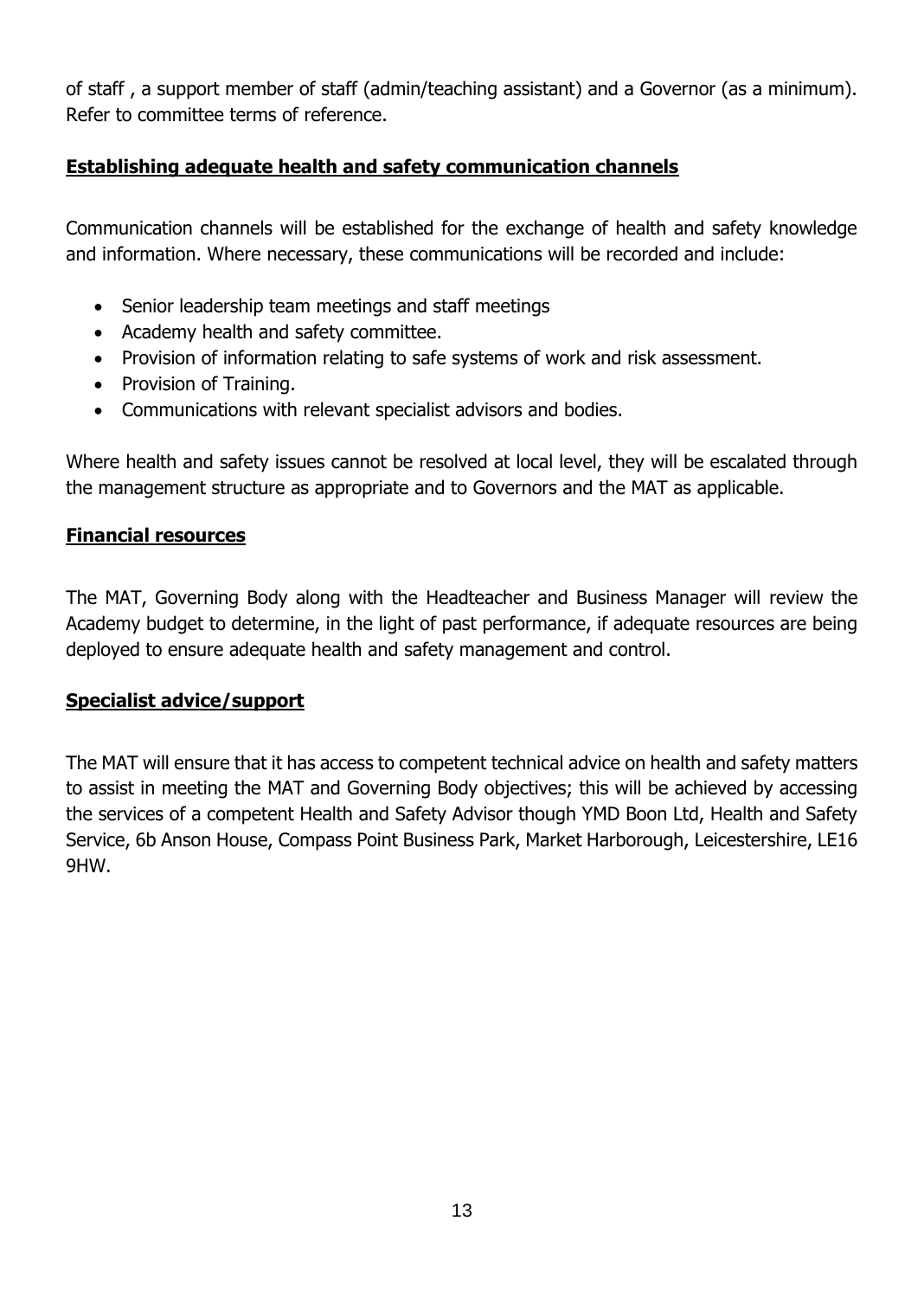of staff , a support member of staff (admin/teaching assistant) and a Governor (as a minimum). Refer to committee terms of reference.

**Establishing adequate health and safety communication channels**

Communication channels will be established for the exchange of health and safety knowledge and information. Where necessary, these communications will be recorded and include:

- Senior leadership team meetings and staff meetings
- Academy health and safety committee.
- Provision of information relating to safe systems of work and risk assessment.
- Provision of Training.
- Communications with relevant specialist advisors and bodies.

Where health and safety issues cannot be resolved at local level, they will be escalated through the management structure as appropriate and to Governors and the MAT as applicable.

**Financial resources**

The MAT, Governing Body along with the Headteacher and Business Manager will review the Academy budget to determine, in the light of past performance, if adequate resources are being deployed to ensure adequate health and safety management and control.

**Specialist advice/support**

The MAT will ensure that it has access to competent technical advice on health and safety matters to assist in meeting the MAT and Governing Body objectives; this will be achieved by accessing the services of a competent Health and Safety Advisor though YMD Boon Ltd, Health and Safety Service, 6b Anson House, Compass Point Business Park, Market Harborough, Leicestershire, LE16 9HW.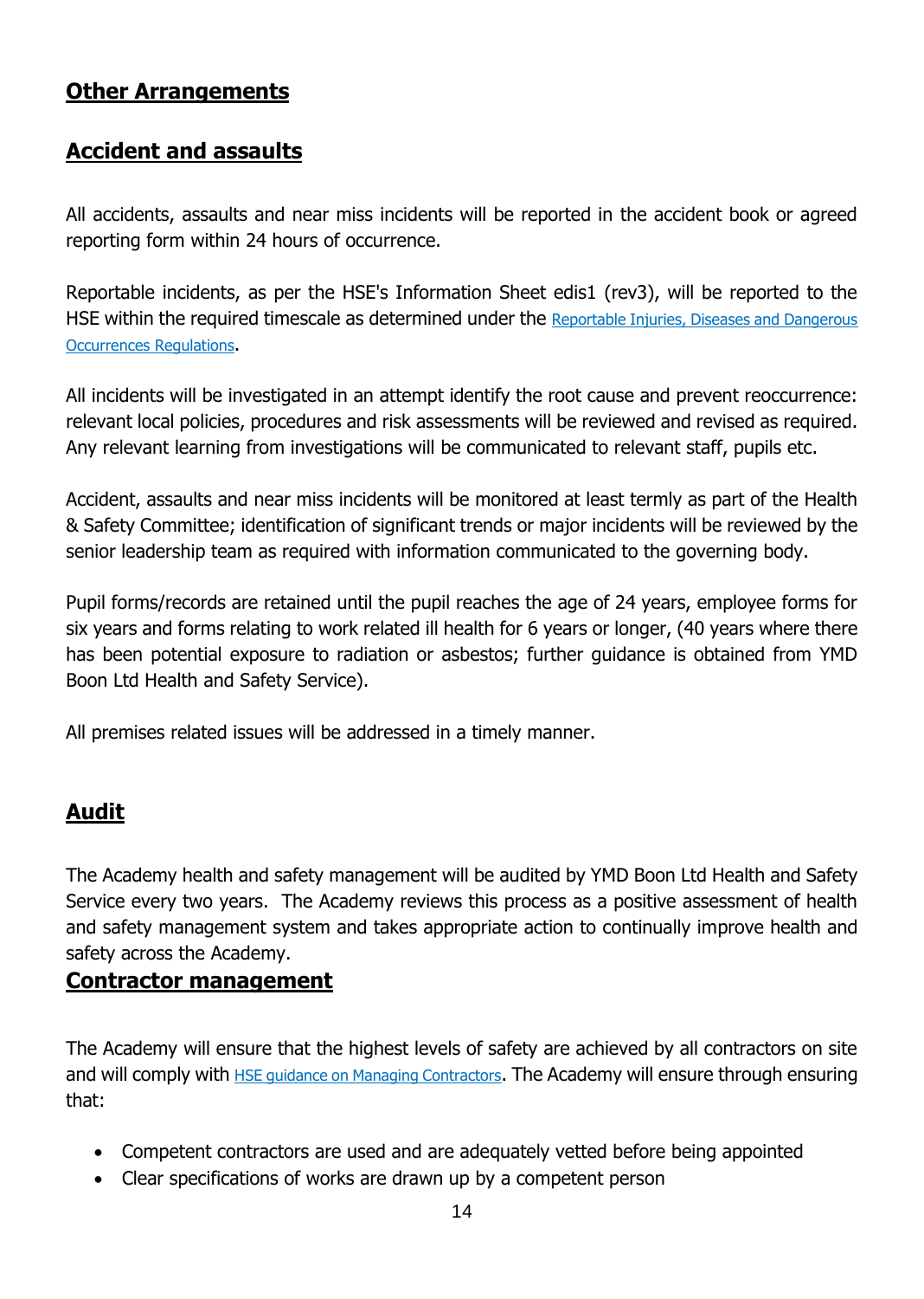## Other Arrangements

## Accident and assaults

All accidents, assaults and near miss incidents will be reported in the accident book or agreed reporting form within 24 hours of occurrence.

Reportable incidents, as per the HSE's Information Sheet edis1 (rev3), will be reported to the HSE within the required timescale as determined under the [Reportable Injuries, Diseases and Dangerous Occurrences Regulations](#).

All incidents will be investigated in an attempt identify the root cause and prevent reoccurrence: relevant local policies, procedures and risk assessments will be reviewed and revised as required. Any relevant learning from investigations will be communicated to relevant staff, pupils etc.

Accident, assaults and near miss incidents will be monitored at least termly as part of the Health & Safety Committee; identification of significant trends or major incidents will be reviewed by the senior leadership team as required with information communicated to the governing body.

Pupil forms/records are retained until the pupil reaches the age of 24 years, employee forms for six years and forms relating to work related ill health for 6 years or longer, (40 years where there has been potential exposure to radiation or asbestos; further guidance is obtained from YMD Boon Ltd Health and Safety Service).

All premises related issues will be addressed in a timely manner.

## Audit

The Academy health and safety management will be audited by YMD Boon Ltd Health and Safety Service every two years. The Academy reviews this process as a positive assessment of health and safety management system and takes appropriate action to continually improve health and safety across the Academy.

## Contractor management

The Academy will ensure that the highest levels of safety are achieved by all contractors on site and will comply with [HSE guidance on Managing Contractors](#). The Academy will ensure through ensuring that:

- Competent contractors are used and are adequately vetted before being appointed
- Clear specifications of works are drawn up by a competent person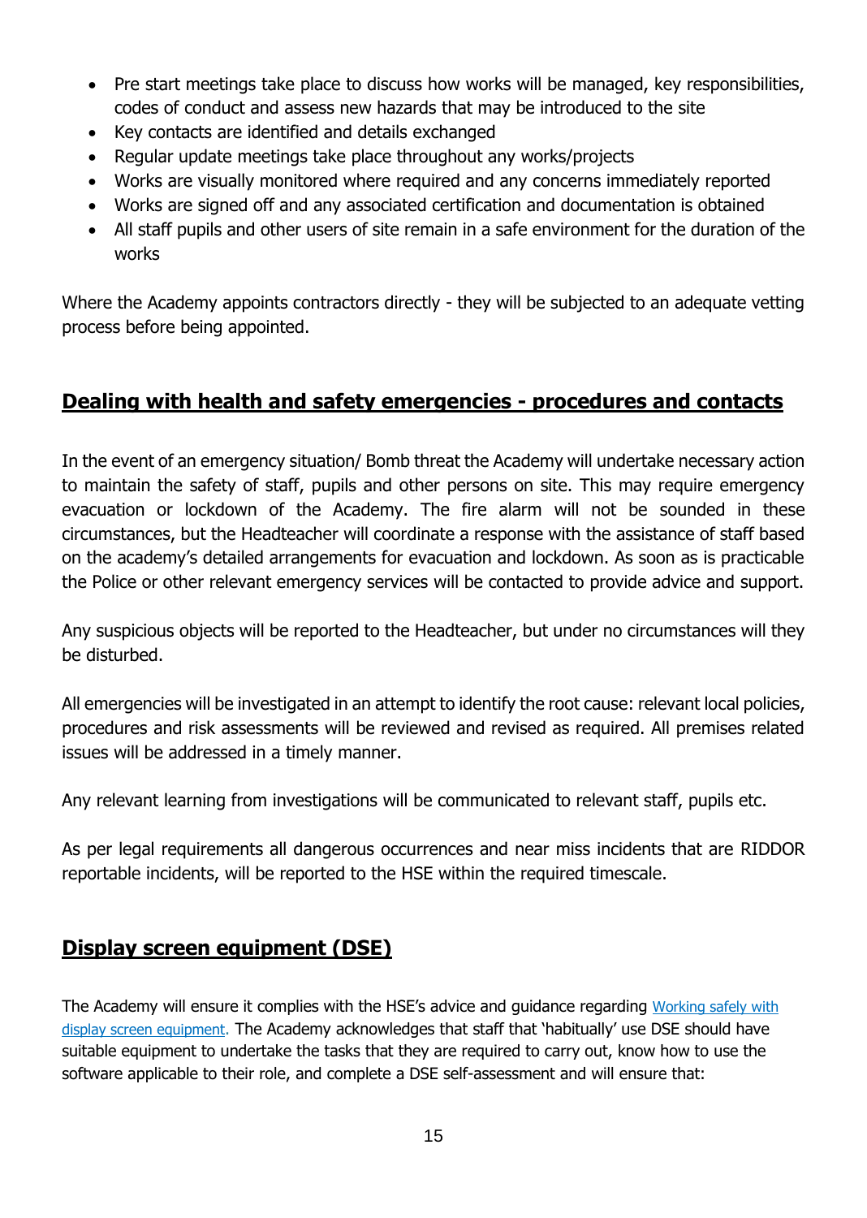- Pre start meetings take place to discuss how works will be managed, key responsibilities, codes of conduct and assess new hazards that may be introduced to the site
- Key contacts are identified and details exchanged
- Regular update meetings take place throughout any works/projects
- Works are visually monitored where required and any concerns immediately reported
- Works are signed off and any associated certification and documentation is obtained
- All staff pupils and other users of site remain in a safe environment for the duration of the works

Where the Academy appoints contractors directly - they will be subjected to an adequate vetting process before being appointed.

## Dealing with health and safety emergencies - procedures and contacts

In the event of an emergency situation/ Bomb threat the Academy will undertake necessary action to maintain the safety of staff, pupils and other persons on site. This may require emergency evacuation or lockdown of the Academy. The fire alarm will not be sounded in these circumstances, but the Headteacher will coordinate a response with the assistance of staff based on the academy's detailed arrangements for evacuation and lockdown. As soon as is practicable the Police or other relevant emergency services will be contacted to provide advice and support.

Any suspicious objects will be reported to the Headteacher, but under no circumstances will they be disturbed.

All emergencies will be investigated in an attempt to identify the root cause: relevant local policies, procedures and risk assessments will be reviewed and revised as required. All premises related issues will be addressed in a timely manner.

Any relevant learning from investigations will be communicated to relevant staff, pupils etc.

As per legal requirements all dangerous occurrences and near miss incidents that are RIDDOR reportable incidents, will be reported to the HSE within the required timescale.

## Display screen equipment (DSE)

The Academy will ensure it complies with the HSE's advice and guidance regarding [Working safely with display screen equipment](). The Academy acknowledges that staff that 'habitually' use DSE should have suitable equipment to undertake the tasks that they are required to carry out, know how to use the software applicable to their role, and complete a DSE self-assessment and will ensure that: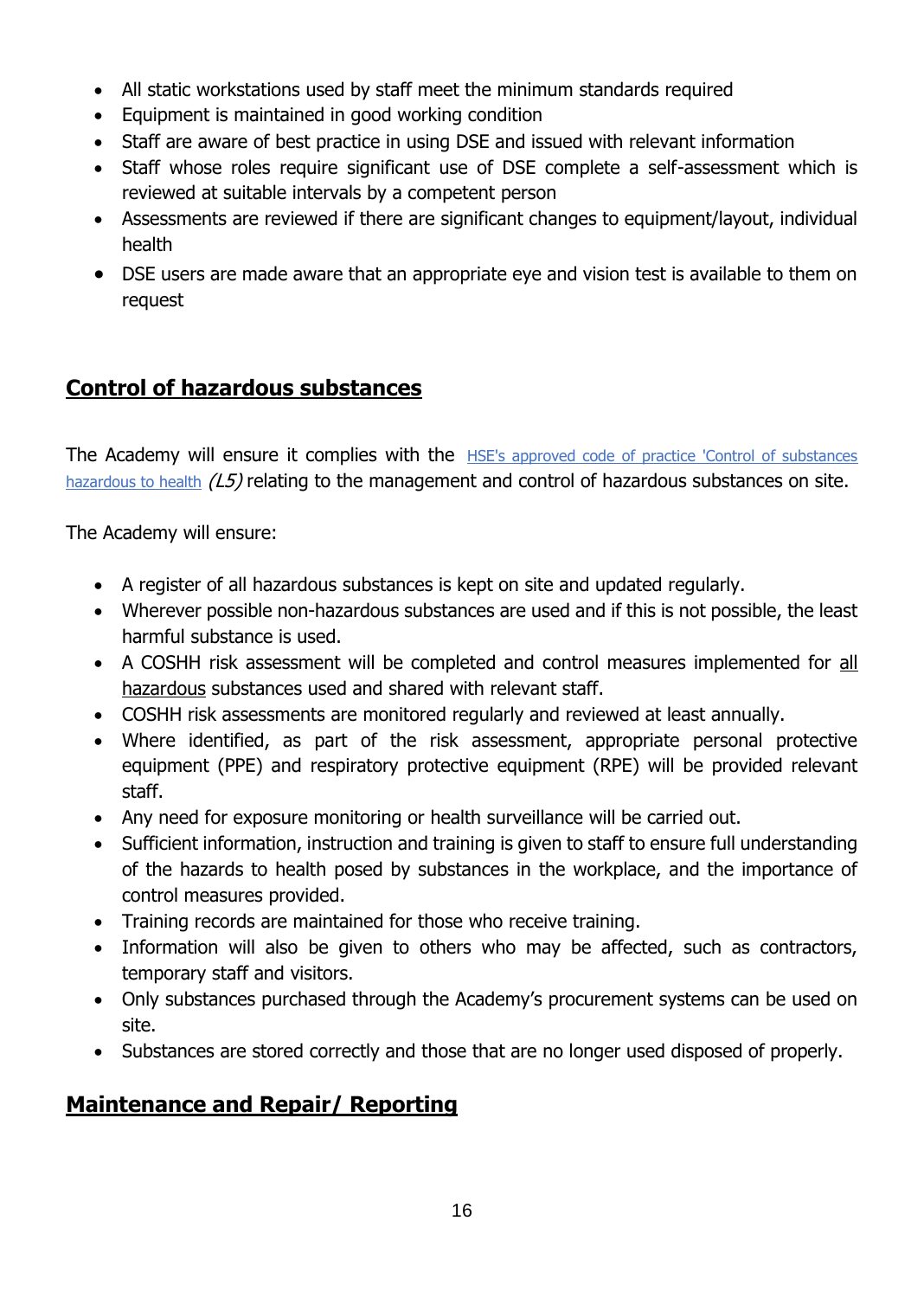- All static workstations used by staff meet the minimum standards required
- Equipment is maintained in good working condition
- Staff are aware of best practice in using DSE and issued with relevant information
- Staff whose roles require significant use of DSE complete a self-assessment which is reviewed at suitable intervals by a competent person
- Assessments are reviewed if there are significant changes to equipment/layout, individual health
- DSE users are made aware that an appropriate eye and vision test is available to them on request

## Control of hazardous substances

The Academy will ensure it complies with the HSE's approved code of practice 'Control of substances hazardous to health *(L5)* relating to the management and control of hazardous substances on site.

The Academy will ensure:

- A register of all hazardous substances is kept on site and updated regularly.
- Wherever possible non-hazardous substances are used and if this is not possible, the least harmful substance is used.
- A COSHH risk assessment will be completed and control measures implemented for <u>all hazardous</u> substances used and shared with relevant staff.
- COSHH risk assessments are monitored regularly and reviewed at least annually.
- Where identified, as part of the risk assessment, appropriate personal protective equipment (PPE) and respiratory protective equipment (RPE) will be provided relevant staff.
- Any need for exposure monitoring or health surveillance will be carried out.
- Sufficient information, instruction and training is given to staff to ensure full understanding of the hazards to health posed by substances in the workplace, and the importance of control measures provided.
- Training records are maintained for those who receive training.
- Information will also be given to others who may be affected, such as contractors, temporary staff and visitors.
- Only substances purchased through the Academy's procurement systems can be used on site.
- Substances are stored correctly and those that are no longer used disposed of properly.

## Maintenance and Repair/ Reporting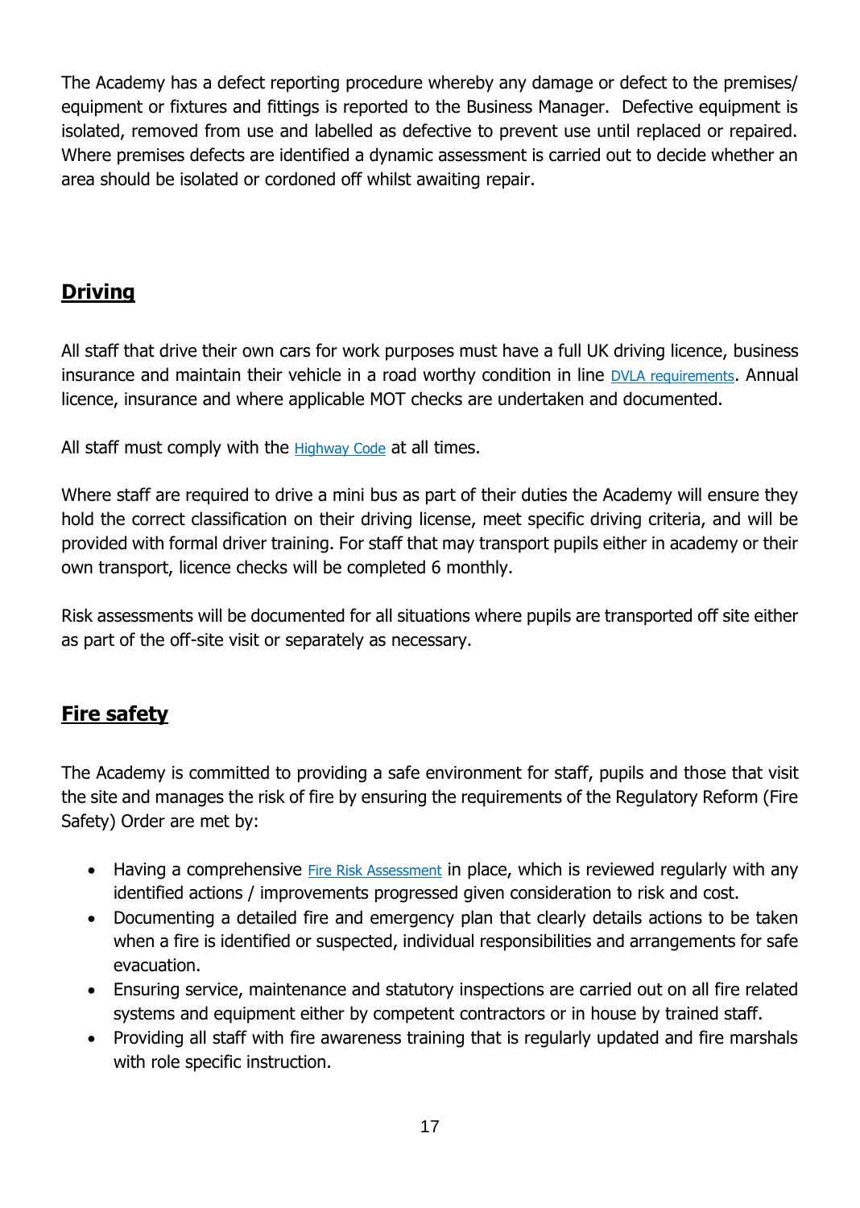The Academy has a defect reporting procedure whereby any damage or defect to the premises/ equipment or fixtures and fittings is reported to the Business Manager. Defective equipment is isolated, removed from use and labelled as defective to prevent use until replaced or repaired. Where premises defects are identified a dynamic assessment is carried out to decide whether an area should be isolated or cordoned off whilst awaiting repair.

## Driving

All staff that drive their own cars for work purposes must have a full UK driving licence, business insurance and maintain their vehicle in a road worthy condition in line DVLA requirements. Annual licence, insurance and where applicable MOT checks are undertaken and documented.

All staff must comply with the Highway Code at all times.

Where staff are required to drive a mini bus as part of their duties the Academy will ensure they hold the correct classification on their driving license, meet specific driving criteria, and will be provided with formal driver training. For staff that may transport pupils either in academy or their own transport, licence checks will be completed 6 monthly.

Risk assessments will be documented for all situations where pupils are transported off site either as part of the off-site visit or separately as necessary.

## Fire safety

The Academy is committed to providing a safe environment for staff, pupils and those that visit the site and manages the risk of fire by ensuring the requirements of the Regulatory Reform (Fire Safety) Order are met by:

- Having a comprehensive Fire Risk Assessment in place, which is reviewed regularly with any identified actions / improvements progressed given consideration to risk and cost.
- Documenting a detailed fire and emergency plan that clearly details actions to be taken when a fire is identified or suspected, individual responsibilities and arrangements for safe evacuation.
- Ensuring service, maintenance and statutory inspections are carried out on all fire related systems and equipment either by competent contractors or in house by trained staff.
- Providing all staff with fire awareness training that is regularly updated and fire marshals with role specific instruction.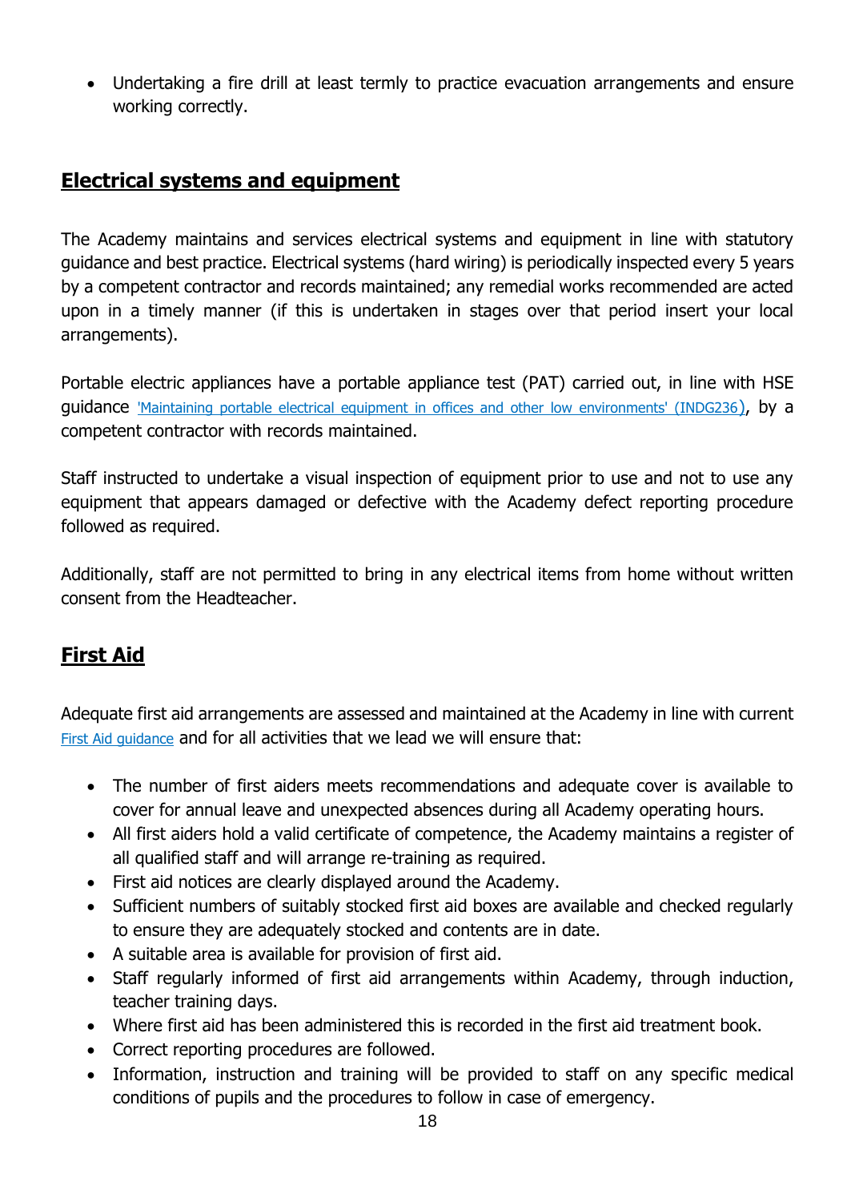- Undertaking a fire drill at least termly to practice evacuation arrangements and ensure working correctly.

## Electrical systems and equipment

The Academy maintains and services electrical systems and equipment in line with statutory guidance and best practice. Electrical systems (hard wiring) is periodically inspected every 5 years by a competent contractor and records maintained; any remedial works recommended are acted upon in a timely manner (if this is undertaken in stages over that period insert your local arrangements).

Portable electric appliances have a portable appliance test (PAT) carried out, in line with HSE guidance 'Maintaining portable electrical equipment in offices and other low environments' (INDG236), by a competent contractor with records maintained.

Staff instructed to undertake a visual inspection of equipment prior to use and not to use any equipment that appears damaged or defective with the Academy defect reporting procedure followed as required.

Additionally, staff are not permitted to bring in any electrical items from home without written consent from the Headteacher.

## First Aid

Adequate first aid arrangements are assessed and maintained at the Academy in line with current First Aid guidance and for all activities that we lead we will ensure that:

- The number of first aiders meets recommendations and adequate cover is available to cover for annual leave and unexpected absences during all Academy operating hours.
- All first aiders hold a valid certificate of competence, the Academy maintains a register of all qualified staff and will arrange re-training as required.
- First aid notices are clearly displayed around the Academy.
- Sufficient numbers of suitably stocked first aid boxes are available and checked regularly to ensure they are adequately stocked and contents are in date.
- A suitable area is available for provision of first aid.
- Staff regularly informed of first aid arrangements within Academy, through induction, teacher training days.
- Where first aid has been administered this is recorded in the first aid treatment book.
- Correct reporting procedures are followed.
- Information, instruction and training will be provided to staff on any specific medical conditions of pupils and the procedures to follow in case of emergency.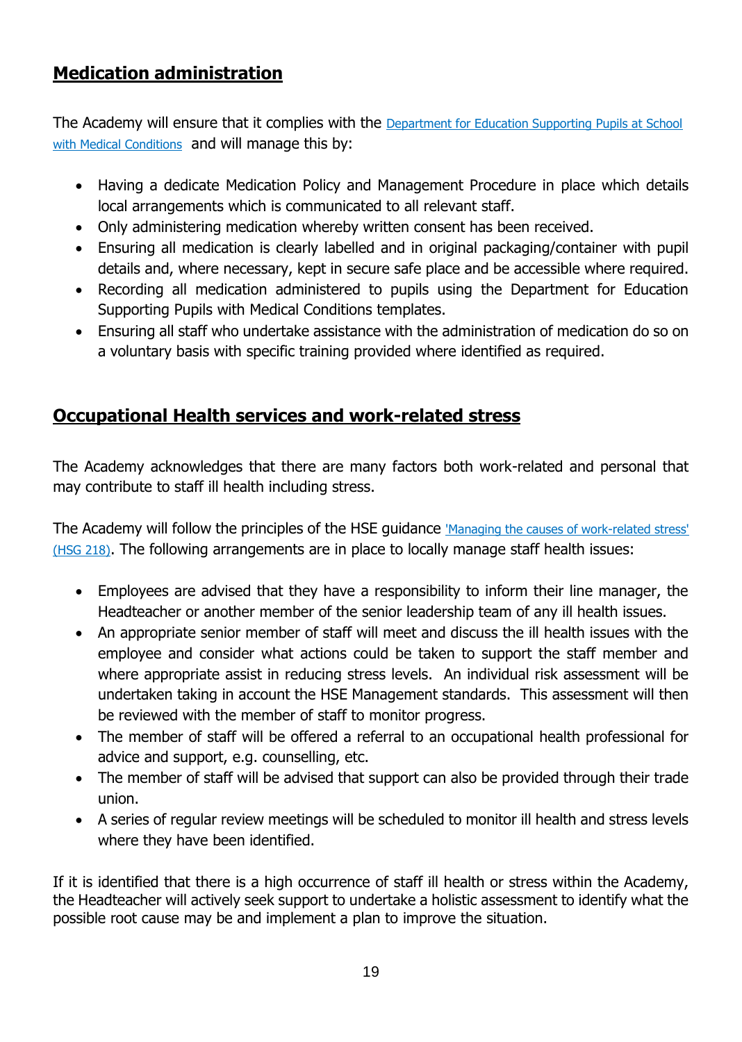## Medication administration

The Academy will ensure that it complies with the [Department for Education Supporting Pupils at School with Medical Conditions](#) and will manage this by:

- Having a dedicate Medication Policy and Management Procedure in place which details local arrangements which is communicated to all relevant staff.
- Only administering medication whereby written consent has been received.
- Ensuring all medication is clearly labelled and in original packaging/container with pupil details and, where necessary, kept in secure safe place and be accessible where required.
- Recording all medication administered to pupils using the Department for Education Supporting Pupils with Medical Conditions templates.
- Ensuring all staff who undertake assistance with the administration of medication do so on a voluntary basis with specific training provided where identified as required.

## Occupational Health services and work-related stress

The Academy acknowledges that there are many factors both work-related and personal that may contribute to staff ill health including stress.

The Academy will follow the principles of the HSE guidance ['Managing the causes of work-related stress' (HSG 218)](#). The following arrangements are in place to locally manage staff health issues:

- Employees are advised that they have a responsibility to inform their line manager, the Headteacher or another member of the senior leadership team of any ill health issues.
- An appropriate senior member of staff will meet and discuss the ill health issues with the employee and consider what actions could be taken to support the staff member and where appropriate assist in reducing stress levels. An individual risk assessment will be undertaken taking in account the HSE Management standards. This assessment will then be reviewed with the member of staff to monitor progress.
- The member of staff will be offered a referral to an occupational health professional for advice and support, e.g. counselling, etc.
- The member of staff will be advised that support can also be provided through their trade union.
- A series of regular review meetings will be scheduled to monitor ill health and stress levels where they have been identified.

If it is identified that there is a high occurrence of staff ill health or stress within the Academy, the Headteacher will actively seek support to undertake a holistic assessment to identify what the possible root cause may be and implement a plan to improve the situation.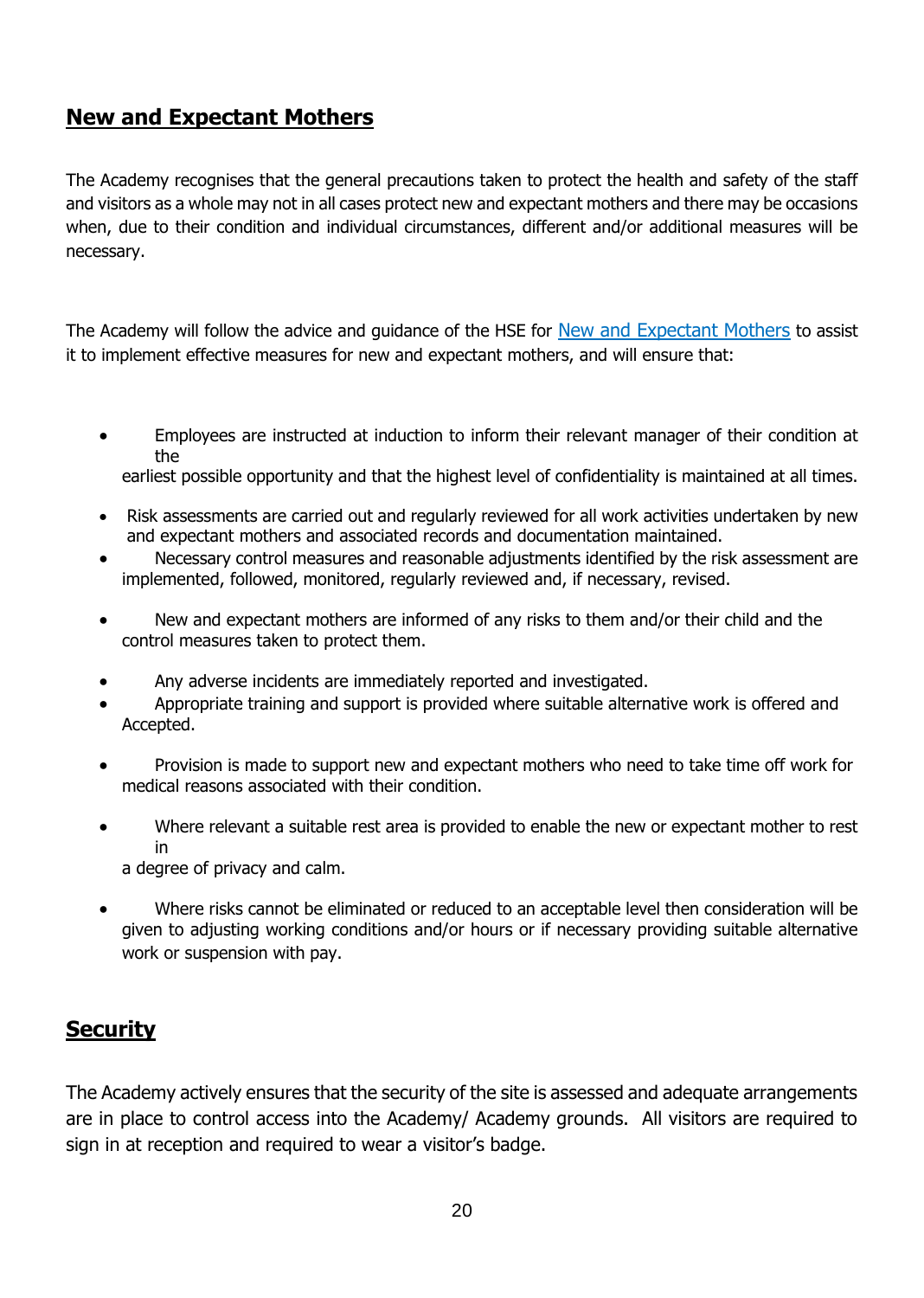## New and Expectant Mothers

The Academy recognises that the general precautions taken to protect the health and safety of the staff and visitors as a whole may not in all cases protect new and expectant mothers and there may be occasions when, due to their condition and individual circumstances, different and/or additional measures will be necessary.

The Academy will follow the advice and guidance of the HSE for New and Expectant Mothers to assist it to implement effective measures for new and expectant mothers, and will ensure that:

- Employees are instructed at induction to inform their relevant manager of their condition at the earliest possible opportunity and that the highest level of confidentiality is maintained at all times.
- Risk assessments are carried out and regularly reviewed for all work activities undertaken by new and expectant mothers and associated records and documentation maintained.
- Necessary control measures and reasonable adjustments identified by the risk assessment are implemented, followed, monitored, regularly reviewed and, if necessary, revised.
- New and expectant mothers are informed of any risks to them and/or their child and the control measures taken to protect them.
- Any adverse incidents are immediately reported and investigated.
- Appropriate training and support is provided where suitable alternative work is offered and Accepted.
- Provision is made to support new and expectant mothers who need to take time off work for medical reasons associated with their condition.
- Where relevant a suitable rest area is provided to enable the new or expectant mother to rest in a degree of privacy and calm.
- Where risks cannot be eliminated or reduced to an acceptable level then consideration will be given to adjusting working conditions and/or hours or if necessary providing suitable alternative work or suspension with pay.

## Security

The Academy actively ensures that the security of the site is assessed and adequate arrangements are in place to control access into the Academy/ Academy grounds. All visitors are required to sign in at reception and required to wear a visitor's badge.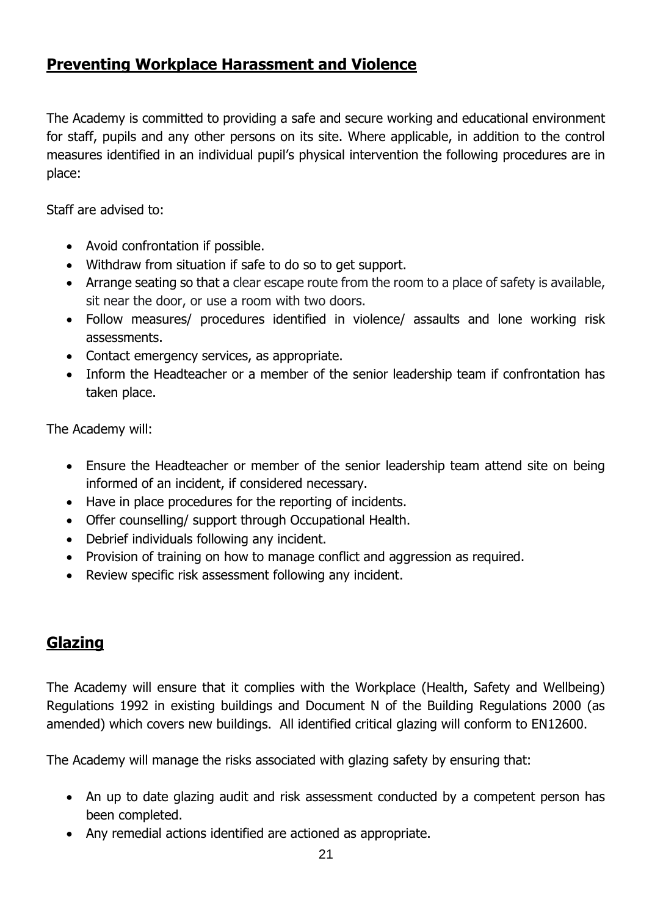## Preventing Workplace Harassment and Violence

The Academy is committed to providing a safe and secure working and educational environment for staff, pupils and any other persons on its site. Where applicable, in addition to the control measures identified in an individual pupil's physical intervention the following procedures are in place:

Staff are advised to:

- Avoid confrontation if possible.
- Withdraw from situation if safe to do so to get support.
- Arrange seating so that a clear escape route from the room to a place of safety is available, sit near the door, or use a room with two doors.
- Follow measures/ procedures identified in violence/ assaults and lone working risk assessments.
- Contact emergency services, as appropriate.
- Inform the Headteacher or a member of the senior leadership team if confrontation has taken place.

The Academy will:

- Ensure the Headteacher or member of the senior leadership team attend site on being informed of an incident, if considered necessary.
- Have in place procedures for the reporting of incidents.
- Offer counselling/ support through Occupational Health.
- Debrief individuals following any incident.
- Provision of training on how to manage conflict and aggression as required.
- Review specific risk assessment following any incident.

## Glazing

The Academy will ensure that it complies with the Workplace (Health, Safety and Wellbeing) Regulations 1992 in existing buildings and Document N of the Building Regulations 2000 (as amended) which covers new buildings. All identified critical glazing will conform to EN12600.

The Academy will manage the risks associated with glazing safety by ensuring that:

- An up to date glazing audit and risk assessment conducted by a competent person has been completed.
- Any remedial actions identified are actioned as appropriate.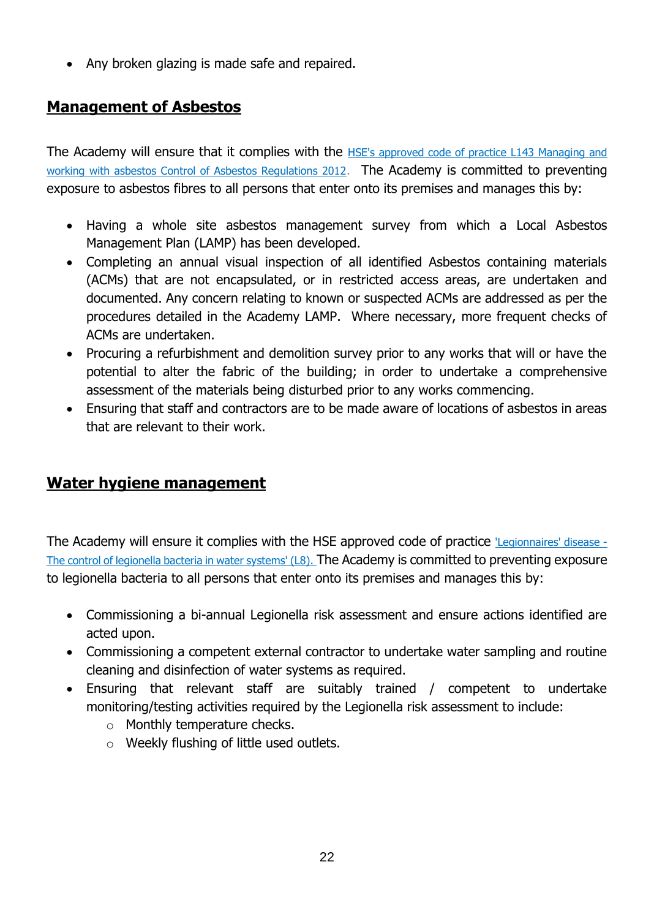- Any broken glazing is made safe and repaired.

## Management of Asbestos

The Academy will ensure that it complies with the HSE's approved code of practice L143 Managing and working with asbestos Control of Asbestos Regulations 2012. The Academy is committed to preventing exposure to asbestos fibres to all persons that enter onto its premises and manages this by:

- Having a whole site asbestos management survey from which a Local Asbestos Management Plan (LAMP) has been developed.
- Completing an annual visual inspection of all identified Asbestos containing materials (ACMs) that are not encapsulated, or in restricted access areas, are undertaken and documented. Any concern relating to known or suspected ACMs are addressed as per the procedures detailed in the Academy LAMP. Where necessary, more frequent checks of ACMs are undertaken.
- Procuring a refurbishment and demolition survey prior to any works that will or have the potential to alter the fabric of the building; in order to undertake a comprehensive assessment of the materials being disturbed prior to any works commencing.
- Ensuring that staff and contractors are to be made aware of locations of asbestos in areas that are relevant to their work.

## Water hygiene management

The Academy will ensure it complies with the HSE approved code of practice 'Legionnaires' disease - The control of legionella bacteria in water systems' (L8). The Academy is committed to preventing exposure to legionella bacteria to all persons that enter onto its premises and manages this by:

- Commissioning a bi-annual Legionella risk assessment and ensure actions identified are acted upon.
- Commissioning a competent external contractor to undertake water sampling and routine cleaning and disinfection of water systems as required.
- Ensuring that relevant staff are suitably trained / competent to undertake monitoring/testing activities required by the Legionella risk assessment to include:
  - Monthly temperature checks.
  - Weekly flushing of little used outlets.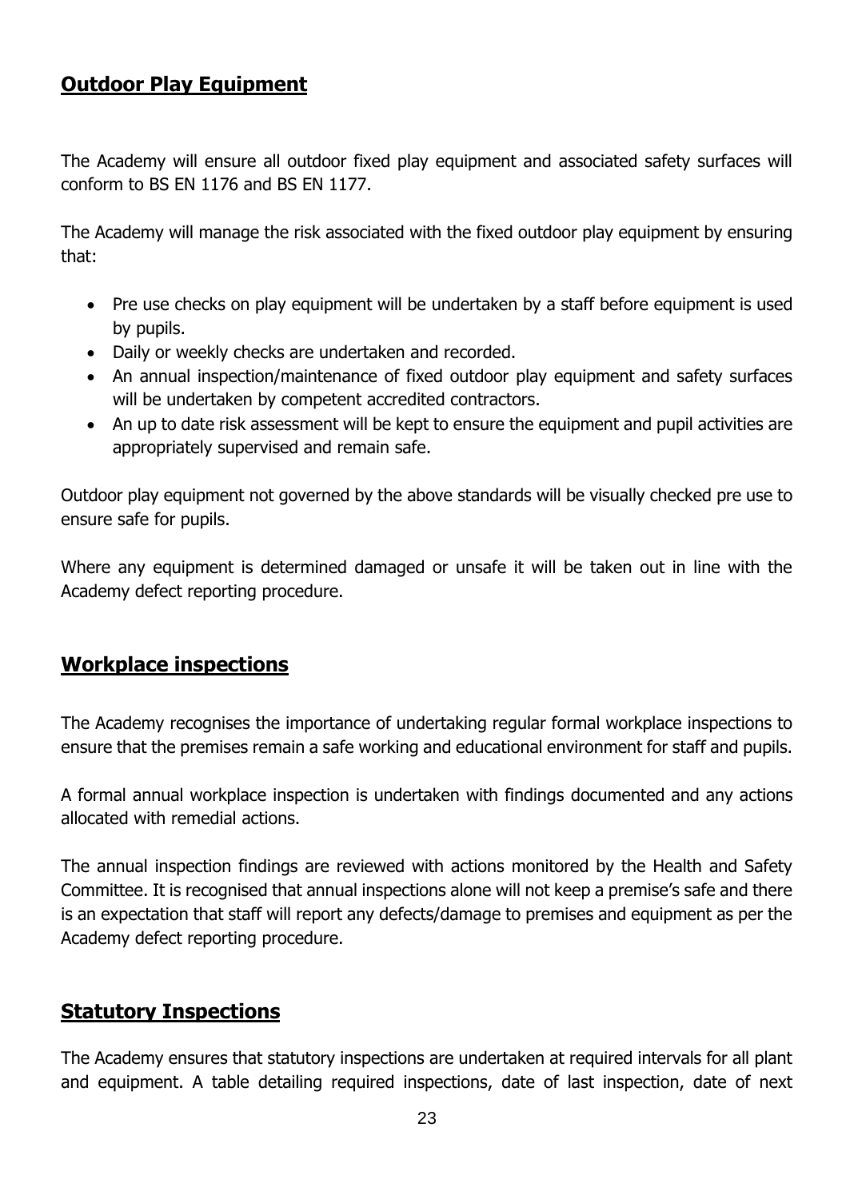## Outdoor Play Equipment

The Academy will ensure all outdoor fixed play equipment and associated safety surfaces will conform to BS EN 1176 and BS EN 1177.

The Academy will manage the risk associated with the fixed outdoor play equipment by ensuring that:

- Pre use checks on play equipment will be undertaken by a staff before equipment is used by pupils.
- Daily or weekly checks are undertaken and recorded.
- An annual inspection/maintenance of fixed outdoor play equipment and safety surfaces will be undertaken by competent accredited contractors.
- An up to date risk assessment will be kept to ensure the equipment and pupil activities are appropriately supervised and remain safe.

Outdoor play equipment not governed by the above standards will be visually checked pre use to ensure safe for pupils.

Where any equipment is determined damaged or unsafe it will be taken out in line with the Academy defect reporting procedure.

## Workplace inspections

The Academy recognises the importance of undertaking regular formal workplace inspections to ensure that the premises remain a safe working and educational environment for staff and pupils.

A formal annual workplace inspection is undertaken with findings documented and any actions allocated with remedial actions.

The annual inspection findings are reviewed with actions monitored by the Health and Safety Committee. It is recognised that annual inspections alone will not keep a premise's safe and there is an expectation that staff will report any defects/damage to premises and equipment as per the Academy defect reporting procedure.

## Statutory Inspections

The Academy ensures that statutory inspections are undertaken at required intervals for all plant and equipment. A table detailing required inspections, date of last inspection, date of next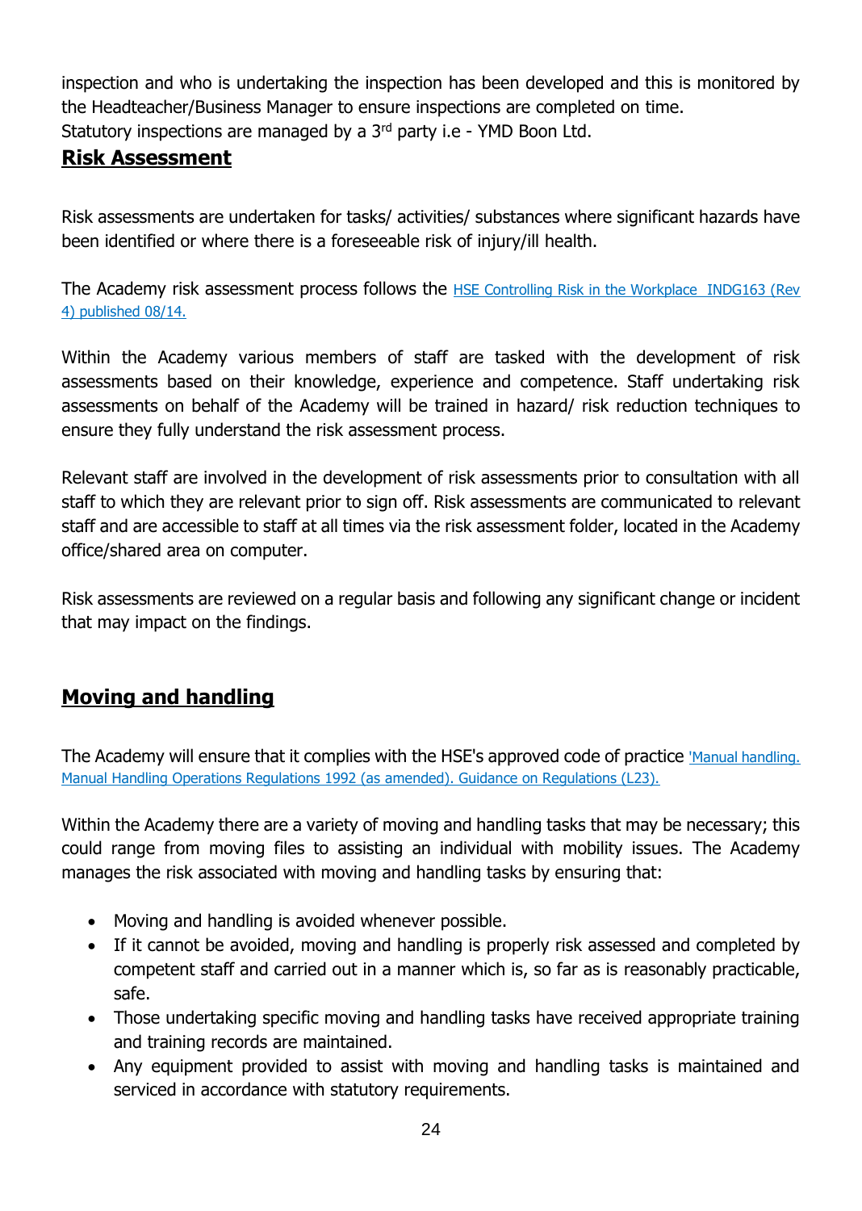inspection and who is undertaking the inspection has been developed and this is monitored by the Headteacher/Business Manager to ensure inspections are completed on time.
Statutory inspections are managed by a 3rd party i.e - YMD Boon Ltd.

## Risk Assessment

Risk assessments are undertaken for tasks/ activities/ substances where significant hazards have been identified or where there is a foreseeable risk of injury/ill health.

The Academy risk assessment process follows the HSE Controlling Risk in the Workplace INDG163 (Rev 4) published 08/14.

Within the Academy various members of staff are tasked with the development of risk assessments based on their knowledge, experience and competence. Staff undertaking risk assessments on behalf of the Academy will be trained in hazard/ risk reduction techniques to ensure they fully understand the risk assessment process.

Relevant staff are involved in the development of risk assessments prior to consultation with all staff to which they are relevant prior to sign off. Risk assessments are communicated to relevant staff and are accessible to staff at all times via the risk assessment folder, located in the Academy office/shared area on computer.

Risk assessments are reviewed on a regular basis and following any significant change or incident that may impact on the findings.

## Moving and handling

The Academy will ensure that it complies with the HSE's approved code of practice 'Manual handling. Manual Handling Operations Regulations 1992 (as amended). Guidance on Regulations (L23).

Within the Academy there are a variety of moving and handling tasks that may be necessary; this could range from moving files to assisting an individual with mobility issues. The Academy manages the risk associated with moving and handling tasks by ensuring that:

- Moving and handling is avoided whenever possible.
- If it cannot be avoided, moving and handling is properly risk assessed and completed by competent staff and carried out in a manner which is, so far as is reasonably practicable, safe.
- Those undertaking specific moving and handling tasks have received appropriate training and training records are maintained.
- Any equipment provided to assist with moving and handling tasks is maintained and serviced in accordance with statutory requirements.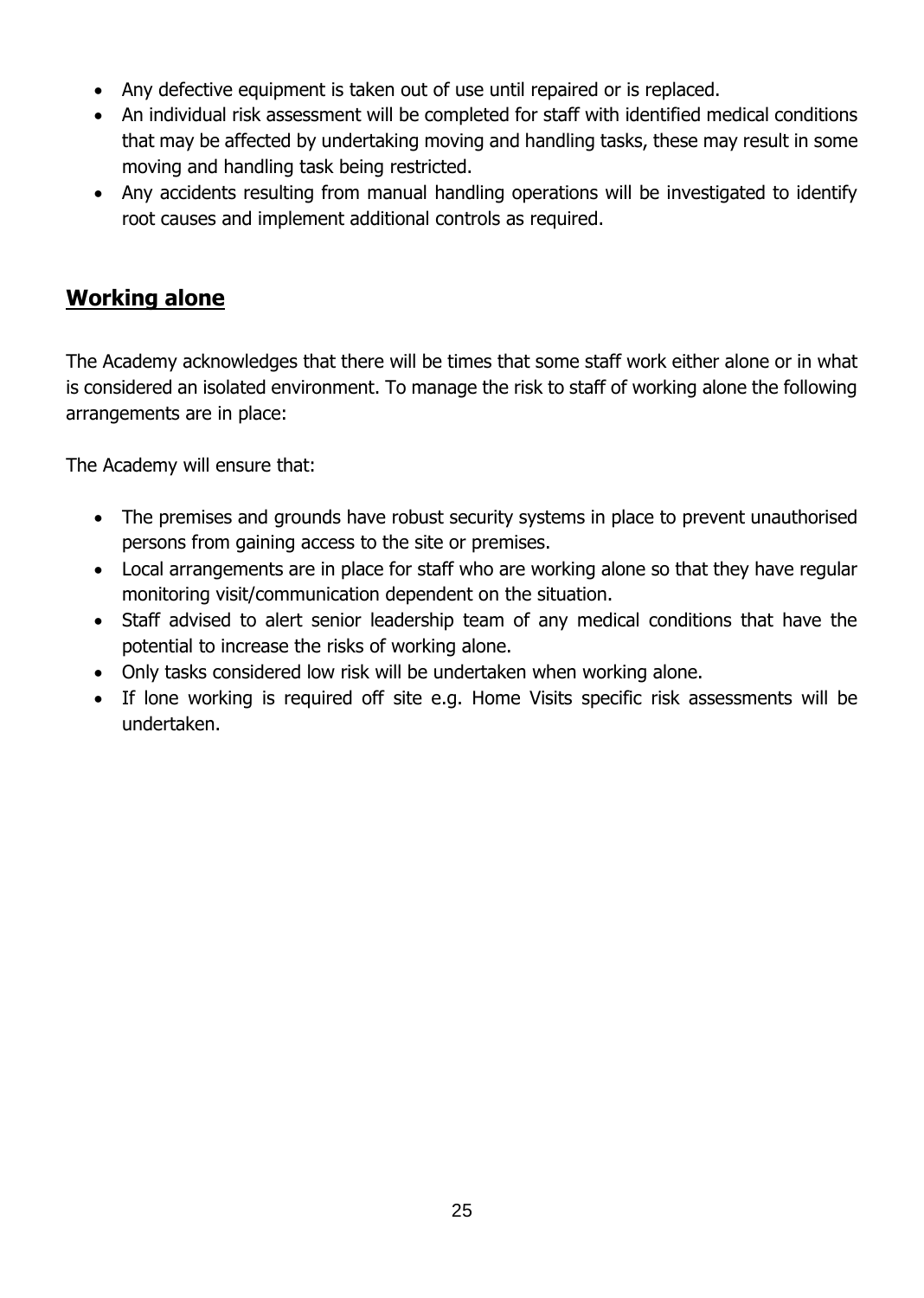- Any defective equipment is taken out of use until repaired or is replaced.
- An individual risk assessment will be completed for staff with identified medical conditions that may be affected by undertaking moving and handling tasks, these may result in some moving and handling task being restricted.
- Any accidents resulting from manual handling operations will be investigated to identify root causes and implement additional controls as required.

## Working alone

The Academy acknowledges that there will be times that some staff work either alone or in what is considered an isolated environment. To manage the risk to staff of working alone the following arrangements are in place:

The Academy will ensure that:

- The premises and grounds have robust security systems in place to prevent unauthorised persons from gaining access to the site or premises.
- Local arrangements are in place for staff who are working alone so that they have regular monitoring visit/communication dependent on the situation.
- Staff advised to alert senior leadership team of any medical conditions that have the potential to increase the risks of working alone.
- Only tasks considered low risk will be undertaken when working alone.
- If lone working is required off site e.g. Home Visits specific risk assessments will be undertaken.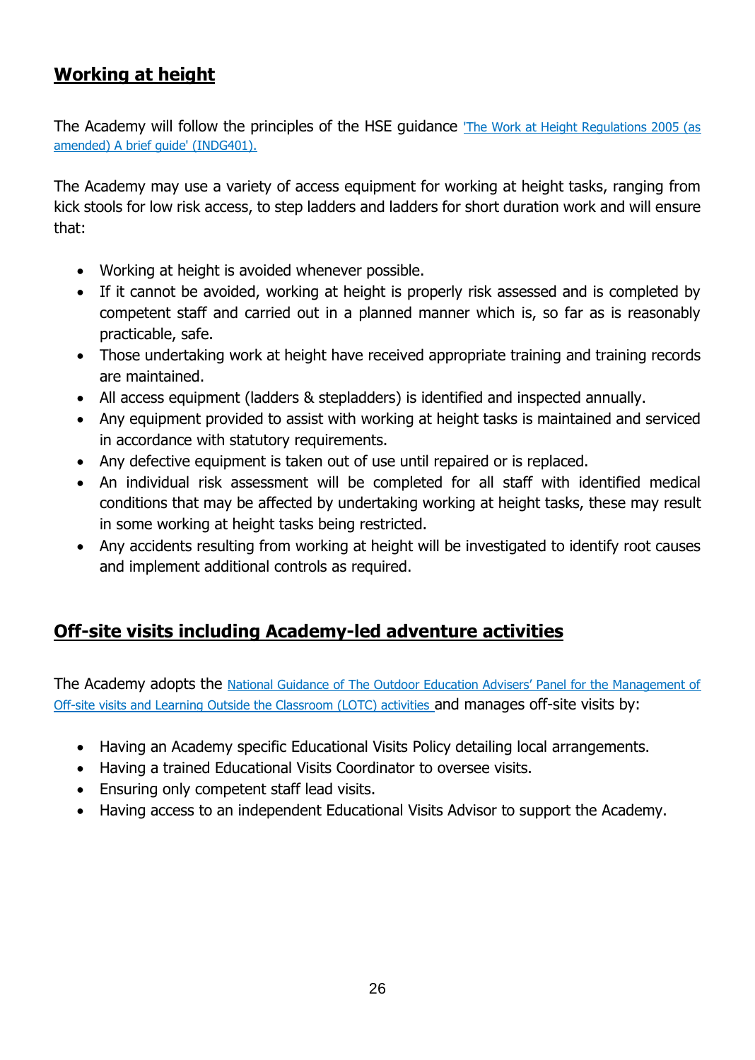## Working at height

The Academy will follow the principles of the HSE guidance ['The Work at Height Regulations 2005 (as amended) A brief guide' (INDG401).]()

The Academy may use a variety of access equipment for working at height tasks, ranging from kick stools for low risk access, to step ladders and ladders for short duration work and will ensure that:

- Working at height is avoided whenever possible.
- If it cannot be avoided, working at height is properly risk assessed and is completed by competent staff and carried out in a planned manner which is, so far as is reasonably practicable, safe.
- Those undertaking work at height have received appropriate training and training records are maintained.
- All access equipment (ladders & stepladders) is identified and inspected annually.
- Any equipment provided to assist with working at height tasks is maintained and serviced in accordance with statutory requirements.
- Any defective equipment is taken out of use until repaired or is replaced.
- An individual risk assessment will be completed for all staff with identified medical conditions that may be affected by undertaking working at height tasks, these may result in some working at height tasks being restricted.
- Any accidents resulting from working at height will be investigated to identify root causes and implement additional controls as required.

## Off-site visits including Academy-led adventure activities

The Academy adopts the [National Guidance of The Outdoor Education Advisers' Panel for the Management of Off-site visits and Learning Outside the Classroom (LOTC) activities]() and manages off-site visits by:

- Having an Academy specific Educational Visits Policy detailing local arrangements.
- Having a trained Educational Visits Coordinator to oversee visits.
- Ensuring only competent staff lead visits.
- Having access to an independent Educational Visits Advisor to support the Academy.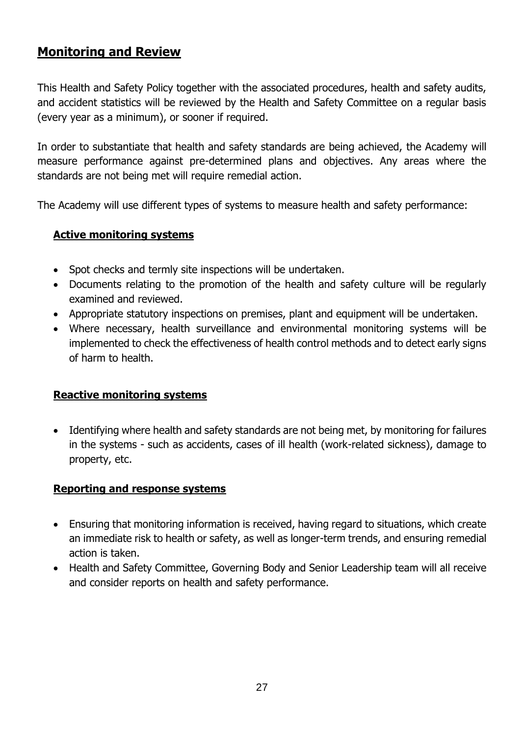## Monitoring and Review

This Health and Safety Policy together with the associated procedures, health and safety audits, and accident statistics will be reviewed by the Health and Safety Committee on a regular basis (every year as a minimum), or sooner if required.

In order to substantiate that health and safety standards are being achieved, the Academy will measure performance against pre-determined plans and objectives. Any areas where the standards are not being met will require remedial action.

The Academy will use different types of systems to measure health and safety performance:

### Active monitoring systems

- Spot checks and termly site inspections will be undertaken.
- Documents relating to the promotion of the health and safety culture will be regularly examined and reviewed.
- Appropriate statutory inspections on premises, plant and equipment will be undertaken.
- Where necessary, health surveillance and environmental monitoring systems will be implemented to check the effectiveness of health control methods and to detect early signs of harm to health.

### Reactive monitoring systems

- Identifying where health and safety standards are not being met, by monitoring for failures in the systems - such as accidents, cases of ill health (work-related sickness), damage to property, etc.

### Reporting and response systems

- Ensuring that monitoring information is received, having regard to situations, which create an immediate risk to health or safety, as well as longer-term trends, and ensuring remedial action is taken.
- Health and Safety Committee, Governing Body and Senior Leadership team will all receive and consider reports on health and safety performance.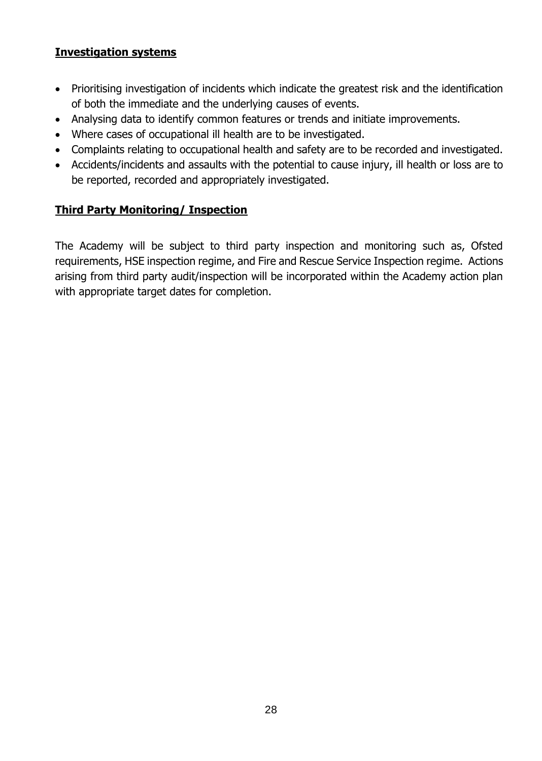**Investigation systems**

- Prioritising investigation of incidents which indicate the greatest risk and the identification of both the immediate and the underlying causes of events.
- Analysing data to identify common features or trends and initiate improvements.
- Where cases of occupational ill health are to be investigated.
- Complaints relating to occupational health and safety are to be recorded and investigated.
- Accidents/incidents and assaults with the potential to cause injury, ill health or loss are to be reported, recorded and appropriately investigated.

**Third Party Monitoring/ Inspection**

The Academy will be subject to third party inspection and monitoring such as, Ofsted requirements, HSE inspection regime, and Fire and Rescue Service Inspection regime. Actions arising from third party audit/inspection will be incorporated within the Academy action plan with appropriate target dates for completion.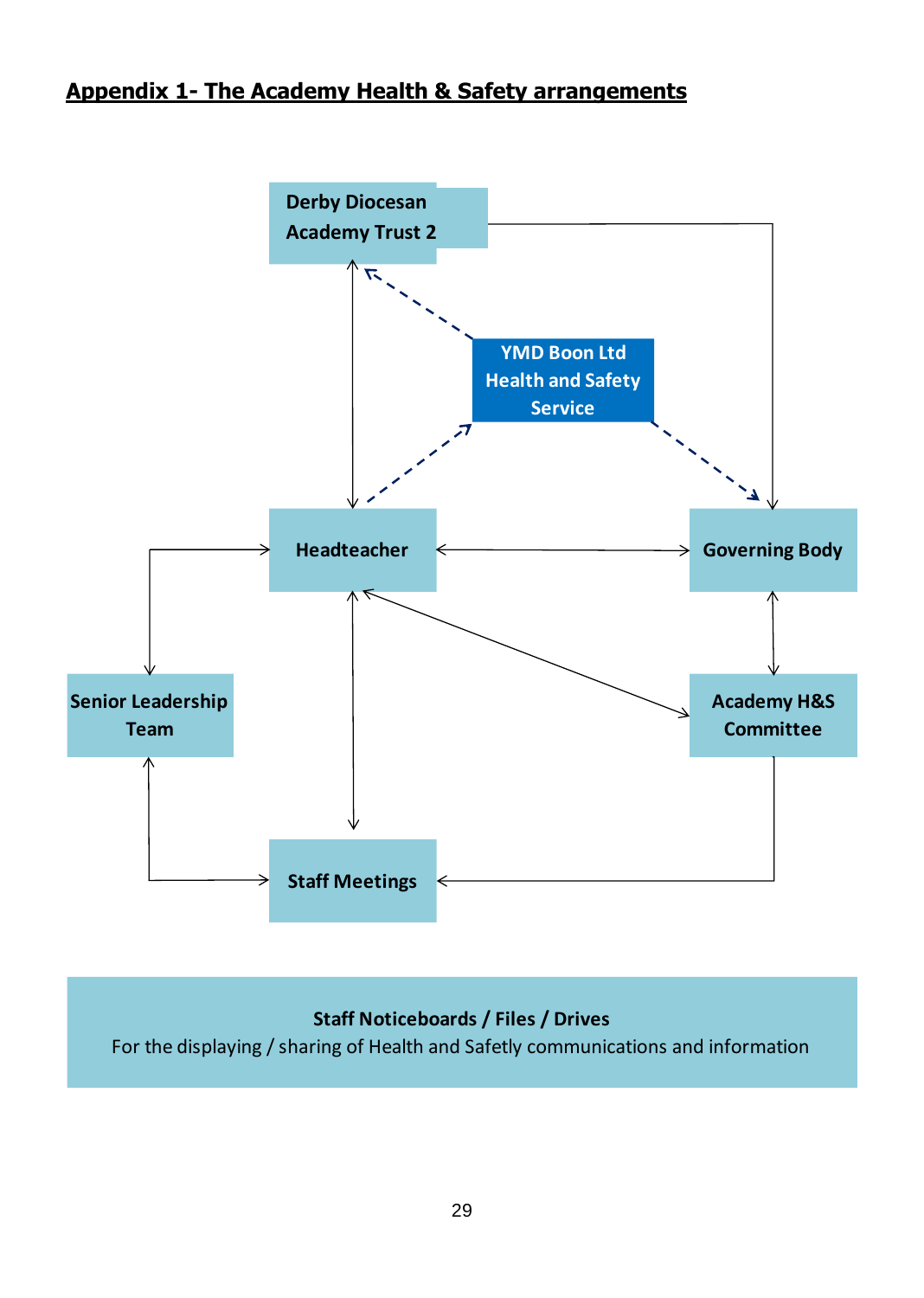## Appendix 1- The Academy Health & Safety arrangements

**Derby Diocesan Academy Trust 2**

**YMD Boon Ltd Health and Safety Service**

**Headteacher**

**Governing Body**

**Senior Leadership Team**

**Academy H&S Committee**

**Staff Meetings**

**Staff Noticeboards / Files / Drives**

For the displaying / sharing of Health and Safety communications and information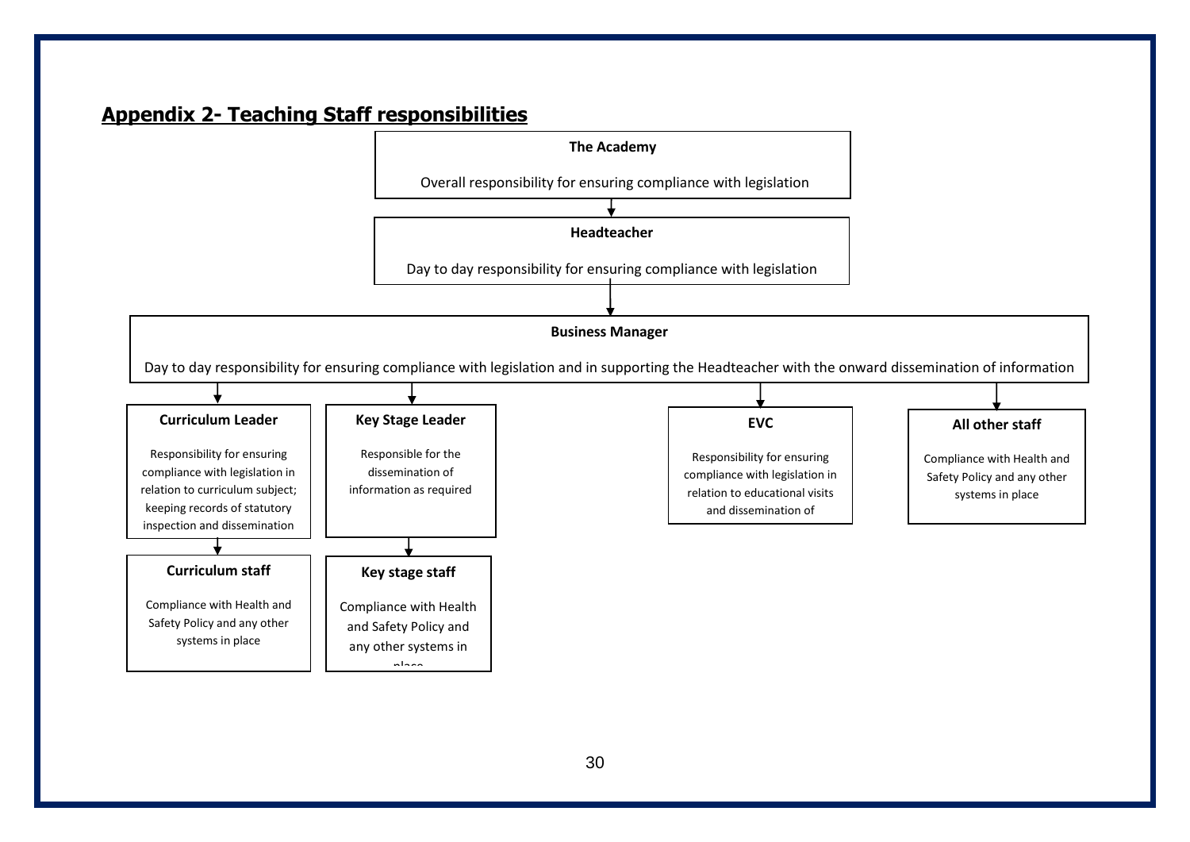## Appendix 2- Teaching Staff responsibilities

**The Academy**

Overall responsibility for ensuring compliance with legislation

↓

**Headteacher**

Day to day responsibility for ensuring compliance with legislation

↓

**Business Manager**

Day to day responsibility for ensuring compliance with legislation and in supporting the Headteacher with the onward dissemination of information

↓

**Curriculum Leader**

Responsibility for ensuring compliance with legislation in relation to curriculum subject; keeping records of statutory inspection and dissemination

↓

**Curriculum staff**

Compliance with Health and Safety Policy and any other systems in place

**Key Stage Leader**

Responsible for the dissemination of information as required

↓

**Key stage staff**

Compliance with Health and Safety Policy and any other systems in place

**EVC**

Responsibility for ensuring compliance with legislation in relation to educational visits and dissemination of

**All other staff**

Compliance with Health and Safety Policy and any other systems in place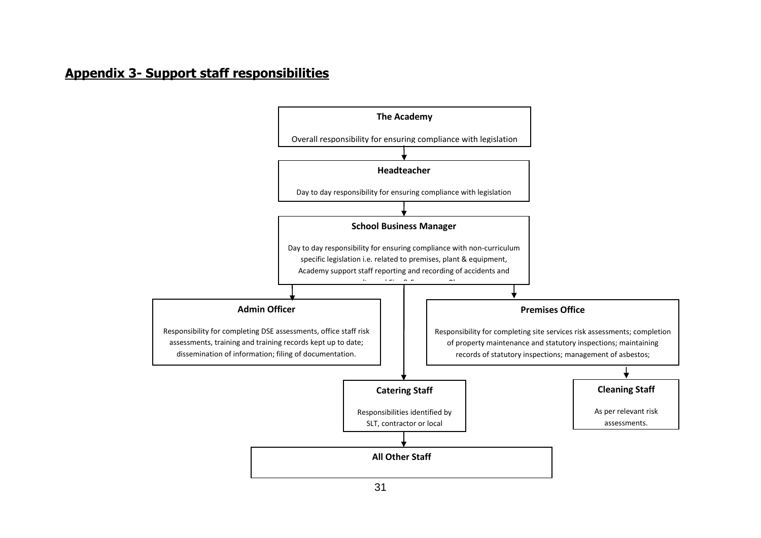## Appendix 3- Support staff responsibilities

**The Academy**

Overall responsibility for ensuring compliance with legislation

**Headteacher**

Day to day responsibility for ensuring compliance with legislation

**School Business Manager**

Day to day responsibility for ensuring compliance with non-curriculum specific legislation i.e. related to premises, plant & equipment, Academy support staff reporting and recording of accidents and

**Admin Officer**

Responsibility for completing DSE assessments, office staff risk assessments, training and training records kept up to date; dissemination of information; filing of documentation.

**Premises Office**

Responsibility for completing site services risk assessments; completion of property maintenance and statutory inspections; maintaining records of statutory inspections; management of asbestos;

**Catering Staff**

Responsibilities identified by SLT, contractor or local

**Cleaning Staff**

As per relevant risk assessments.

**All Other Staff**